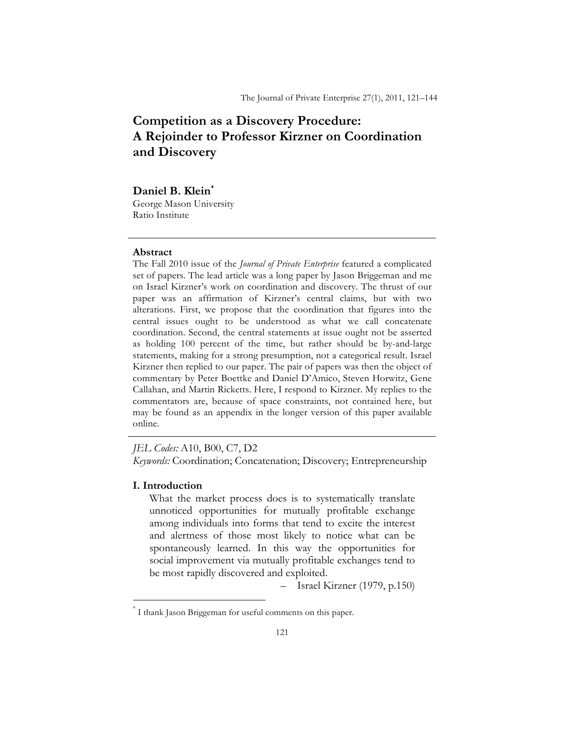# Competition as a Discovery Procedure: A Rejoinder to Professor Kirzner on Coordination and Discovery

**Daniel B. Klein***

George Mason University
Ratio Institute

### Abstract

The Fall 2010 issue of the *Journal of Private Enterprise* featured a complicated set of papers. The lead article was a long paper by Jason Briggeman and me on Israel Kirzner's work on coordination and discovery. The thrust of our paper was an affirmation of Kirzner's central claims, but with two alterations. First, we propose that the coordination that figures into the central issues ought to be understood as what we call concatenate coordination. Second, the central statements at issue ought not be asserted as holding 100 percent of the time, but rather should be by-and-large statements, making for a strong presumption, not a categorical result. Israel Kirzner then replied to our paper. The pair of papers was then the object of commentary by Peter Boettke and Daniel D'Amico, Steven Horwitz, Gene Callahan, and Martin Ricketts. Here, I respond to Kirzner. My replies to the commentators are, because of space constraints, not contained here, but may be found as an appendix in the longer version of this paper available online.

*JEL Codes:* A10, B00, C7, D2
*Keywords:* Coordination; Concatenation; Discovery; Entrepreneurship

## I. Introduction

> What the market process does is to systematically translate unnoticed opportunities for mutually profitable exchange among individuals into forms that tend to excite the interest and alertness of those most likely to notice what can be spontaneously learned. In this way the opportunities for social improvement via mutually profitable exchanges tend to be most rapidly discovered and exploited.
>
> – Israel Kirzner (1979, p.150)

* I thank Jason Briggeman for useful comments on this paper.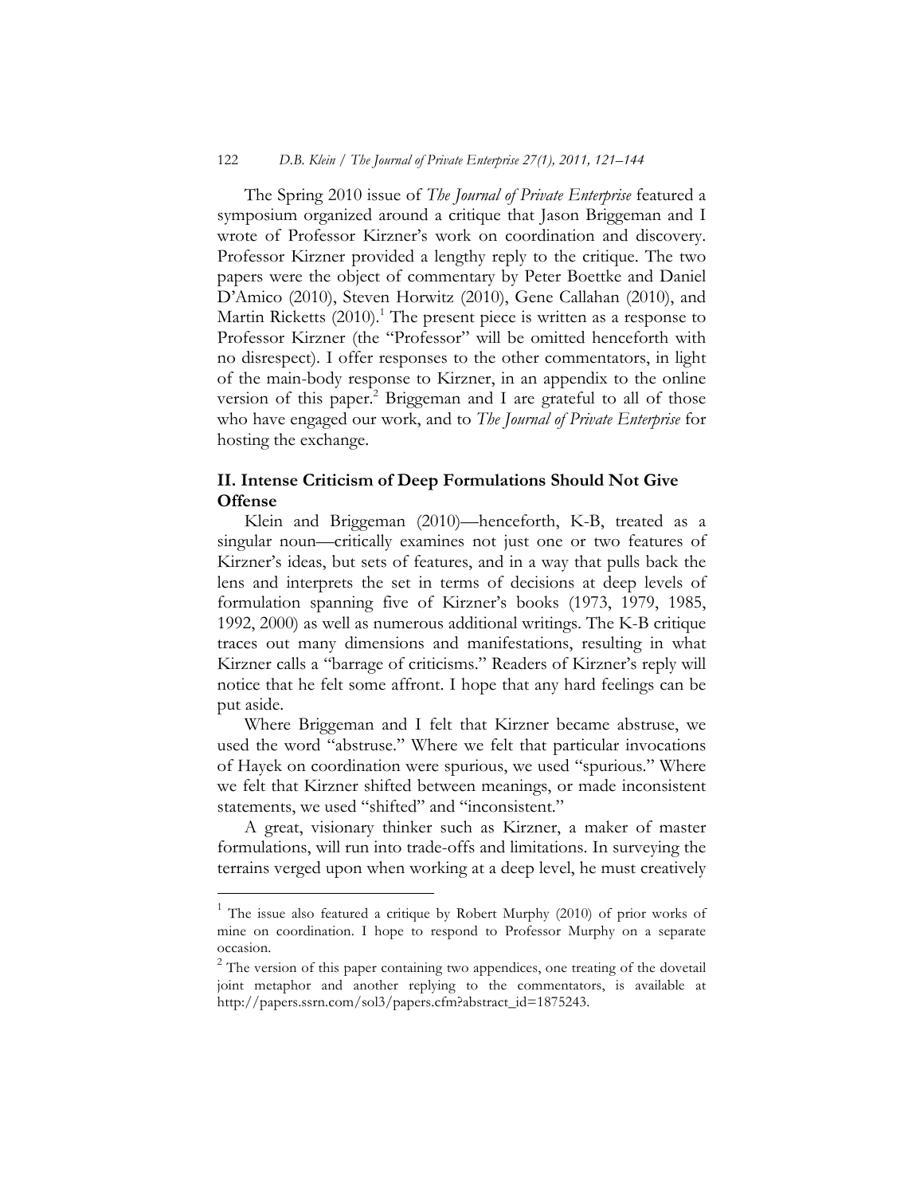The Spring 2010 issue of *The Journal of Private Enterprise* featured a symposium organized around a critique that Jason Briggeman and I wrote of Professor Kirzner's work on coordination and discovery. Professor Kirzner provided a lengthy reply to the critique. The two papers were the object of commentary by Peter Boettke and Daniel D'Amico (2010), Steven Horwitz (2010), Gene Callahan (2010), and Martin Ricketts (2010).[1] The present piece is written as a response to Professor Kirzner (the "Professor" will be omitted henceforth with no disrespect). I offer responses to the other commentators, in light of the main-body response to Kirzner, in an appendix to the online version of this paper.[2] Briggeman and I are grateful to all of those who have engaged our work, and to *The Journal of Private Enterprise* for hosting the exchange.

## II. Intense Criticism of Deep Formulations Should Not Give Offense

Klein and Briggeman (2010)—henceforth, K-B, treated as a singular noun—critically examines not just one or two features of Kirzner's ideas, but sets of features, and in a way that pulls back the lens and interprets the set in terms of decisions at deep levels of formulation spanning five of Kirzner's books (1973, 1979, 1985, 1992, 2000) as well as numerous additional writings. The K-B critique traces out many dimensions and manifestations, resulting in what Kirzner calls a "barrage of criticisms." Readers of Kirzner's reply will notice that he felt some affront. I hope that any hard feelings can be put aside.

Where Briggeman and I felt that Kirzner became abstruse, we used the word "abstruse." Where we felt that particular invocations of Hayek on coordination were spurious, we used "spurious." Where we felt that Kirzner shifted between meanings, or made inconsistent statements, we used "shifted" and "inconsistent."

A great, visionary thinker such as Kirzner, a maker of master formulations, will run into trade-offs and limitations. In surveying the terrains verged upon when working at a deep level, he must creatively

[1] The issue also featured a critique by Robert Murphy (2010) of prior works of mine on coordination. I hope to respond to Professor Murphy on a separate occasion.

[2] The version of this paper containing two appendices, one treating of the dovetail joint metaphor and another replying to the commentators, is available at http://papers.ssrn.com/sol3/papers.cfm?abstract_id=1875243.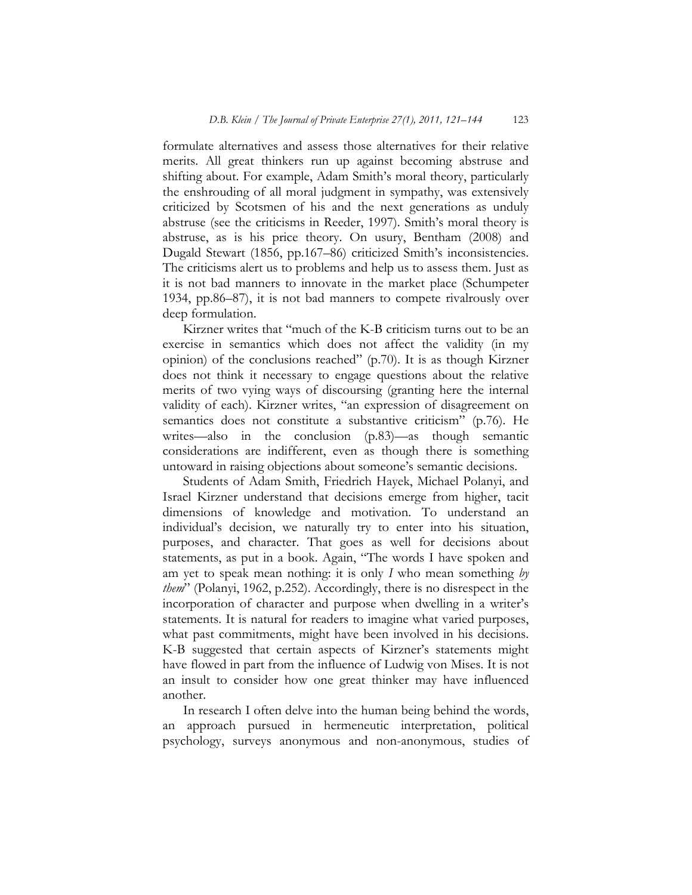formulate alternatives and assess those alternatives for their relative merits. All great thinkers run up against becoming abstruse and shifting about. For example, Adam Smith's moral theory, particularly the enshrouding of all moral judgment in sympathy, was extensively criticized by Scotsmen of his and the next generations as unduly abstruse (see the criticisms in Reeder, 1997). Smith's moral theory is abstruse, as is his price theory. On usury, Bentham (2008) and Dugald Stewart (1856, pp.167–86) criticized Smith's inconsistencies. The criticisms alert us to problems and help us to assess them. Just as it is not bad manners to innovate in the market place (Schumpeter 1934, pp.86–87), it is not bad manners to compete rivalrously over deep formulation.

Kirzner writes that "much of the K-B criticism turns out to be an exercise in semantics which does not affect the validity (in my opinion) of the conclusions reached" (p.70). It is as though Kirzner does not think it necessary to engage questions about the relative merits of two vying ways of discoursing (granting here the internal validity of each). Kirzner writes, "an expression of disagreement on semantics does not constitute a substantive criticism" (p.76). He writes—also in the conclusion (p.83)—as though semantic considerations are indifferent, even as though there is something untoward in raising objections about someone's semantic decisions.

Students of Adam Smith, Friedrich Hayek, Michael Polanyi, and Israel Kirzner understand that decisions emerge from higher, tacit dimensions of knowledge and motivation. To understand an individual's decision, we naturally try to enter into his situation, purposes, and character. That goes as well for decisions about statements, as put in a book. Again, "The words I have spoken and am yet to speak mean nothing: it is only *I* who mean something *by them*" (Polanyi, 1962, p.252). Accordingly, there is no disrespect in the incorporation of character and purpose when dwelling in a writer's statements. It is natural for readers to imagine what varied purposes, what past commitments, might have been involved in his decisions. K-B suggested that certain aspects of Kirzner's statements might have flowed in part from the influence of Ludwig von Mises. It is not an insult to consider how one great thinker may have influenced another.

In research I often delve into the human being behind the words, an approach pursued in hermeneutic interpretation, political psychology, surveys anonymous and non-anonymous, studies of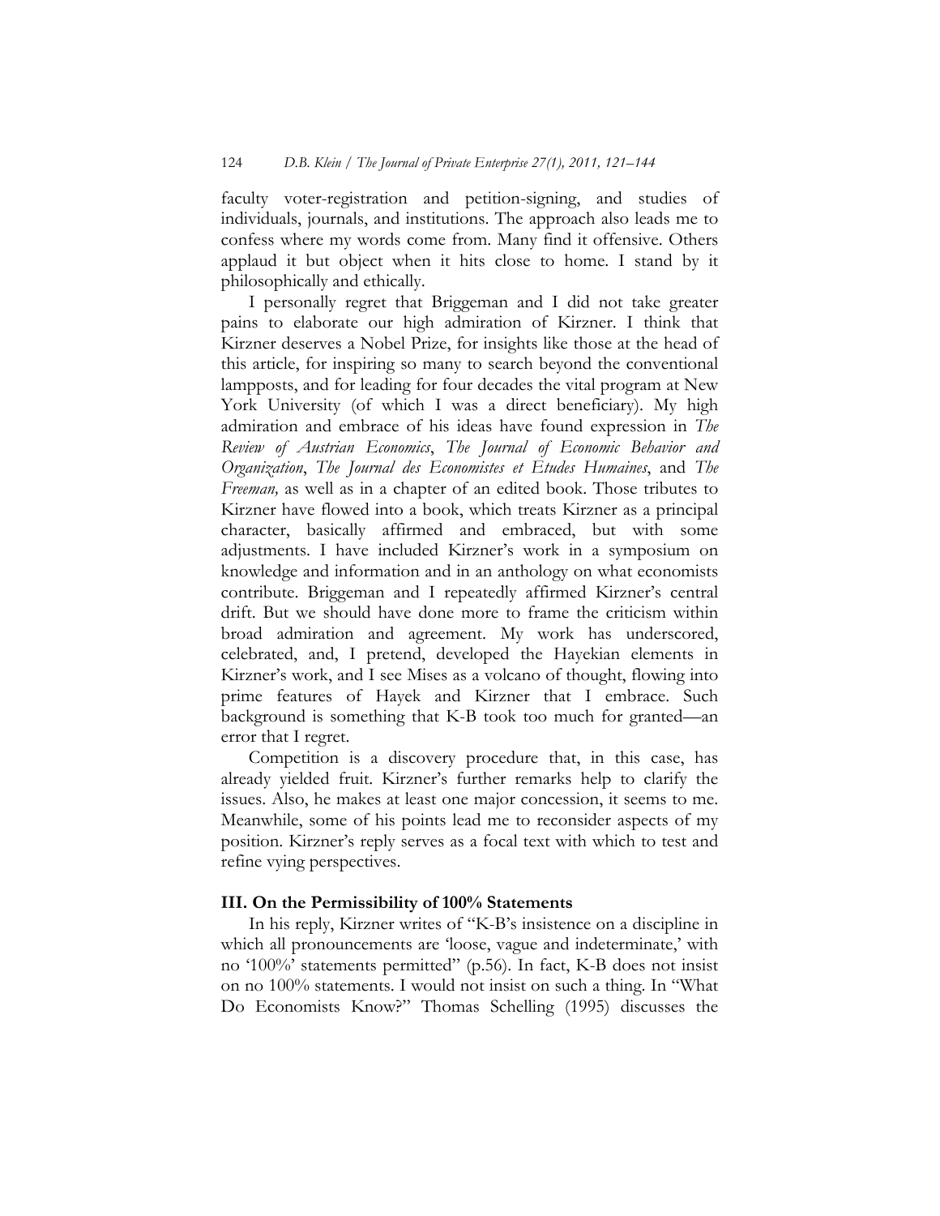faculty voter-registration and petition-signing, and studies of individuals, journals, and institutions. The approach also leads me to confess where my words come from. Many find it offensive. Others applaud it but object when it hits close to home. I stand by it philosophically and ethically.

I personally regret that Briggeman and I did not take greater pains to elaborate our high admiration of Kirzner. I think that Kirzner deserves a Nobel Prize, for insights like those at the head of this article, for inspiring so many to search beyond the conventional lampposts, and for leading for four decades the vital program at New York University (of which I was a direct beneficiary). My high admiration and embrace of his ideas have found expression in *The Review of Austrian Economics*, *The Journal of Economic Behavior and Organization*, *The Journal des Economistes et Etudes Humaines*, and *The Freeman,* as well as in a chapter of an edited book. Those tributes to Kirzner have flowed into a book, which treats Kirzner as a principal character, basically affirmed and embraced, but with some adjustments. I have included Kirzner's work in a symposium on knowledge and information and in an anthology on what economists contribute. Briggeman and I repeatedly affirmed Kirzner's central drift. But we should have done more to frame the criticism within broad admiration and agreement. My work has underscored, celebrated, and, I pretend, developed the Hayekian elements in Kirzner's work, and I see Mises as a volcano of thought, flowing into prime features of Hayek and Kirzner that I embrace. Such background is something that K-B took too much for granted—an error that I regret.

Competition is a discovery procedure that, in this case, has already yielded fruit. Kirzner's further remarks help to clarify the issues. Also, he makes at least one major concession, it seems to me. Meanwhile, some of his points lead me to reconsider aspects of my position. Kirzner's reply serves as a focal text with which to test and refine vying perspectives.

### III. On the Permissibility of 100% Statements

In his reply, Kirzner writes of "K-B's insistence on a discipline in which all pronouncements are 'loose, vague and indeterminate,' with no '100%' statements permitted" (p.56). In fact, K-B does not insist on no 100% statements. I would not insist on such a thing. In "What Do Economists Know?" Thomas Schelling (1995) discusses the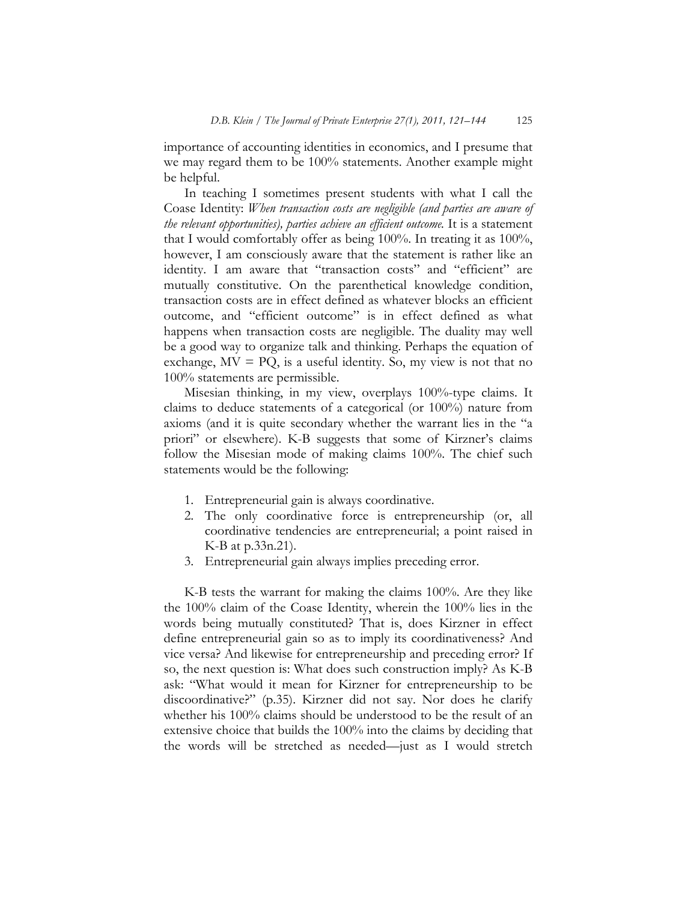importance of accounting identities in economics, and I presume that we may regard them to be 100% statements. Another example might be helpful.

In teaching I sometimes present students with what I call the Coase Identity: *When transaction costs are negligible (and parties are aware of the relevant opportunities), parties achieve an efficient outcome.* It is a statement that I would comfortably offer as being 100%. In treating it as 100%, however, I am consciously aware that the statement is rather like an identity. I am aware that "transaction costs" and "efficient" are mutually constitutive. On the parenthetical knowledge condition, transaction costs are in effect defined as whatever blocks an efficient outcome, and "efficient outcome" is in effect defined as what happens when transaction costs are negligible. The duality may well be a good way to organize talk and thinking. Perhaps the equation of exchange, $MV = PQ$, is a useful identity. So, my view is not that no 100% statements are permissible.

Misesian thinking, in my view, overplays 100%-type claims. It claims to deduce statements of a categorical (or 100%) nature from axioms (and it is quite secondary whether the warrant lies in the "a priori" or elsewhere). K-B suggests that some of Kirzner's claims follow the Misesian mode of making claims 100%. The chief such statements would be the following:

1. Entrepreneurial gain is always coordinative.
2. The only coordinative force is entrepreneurship (or, all coordinative tendencies are entrepreneurial; a point raised in K-B at p.33n.21).
3. Entrepreneurial gain always implies preceding error.

K-B tests the warrant for making the claims 100%. Are they like the 100% claim of the Coase Identity, wherein the 100% lies in the words being mutually constituted? That is, does Kirzner in effect define entrepreneurial gain so as to imply its coordinativeness? And vice versa? And likewise for entrepreneurship and preceding error? If so, the next question is: What does such construction imply? As K-B ask: "What would it mean for Kirzner for entrepreneurship to be discoordinative?" (p.35). Kirzner did not say. Nor does he clarify whether his 100% claims should be understood to be the result of an extensive choice that builds the 100% into the claims by deciding that the words will be stretched as needed—just as I would stretch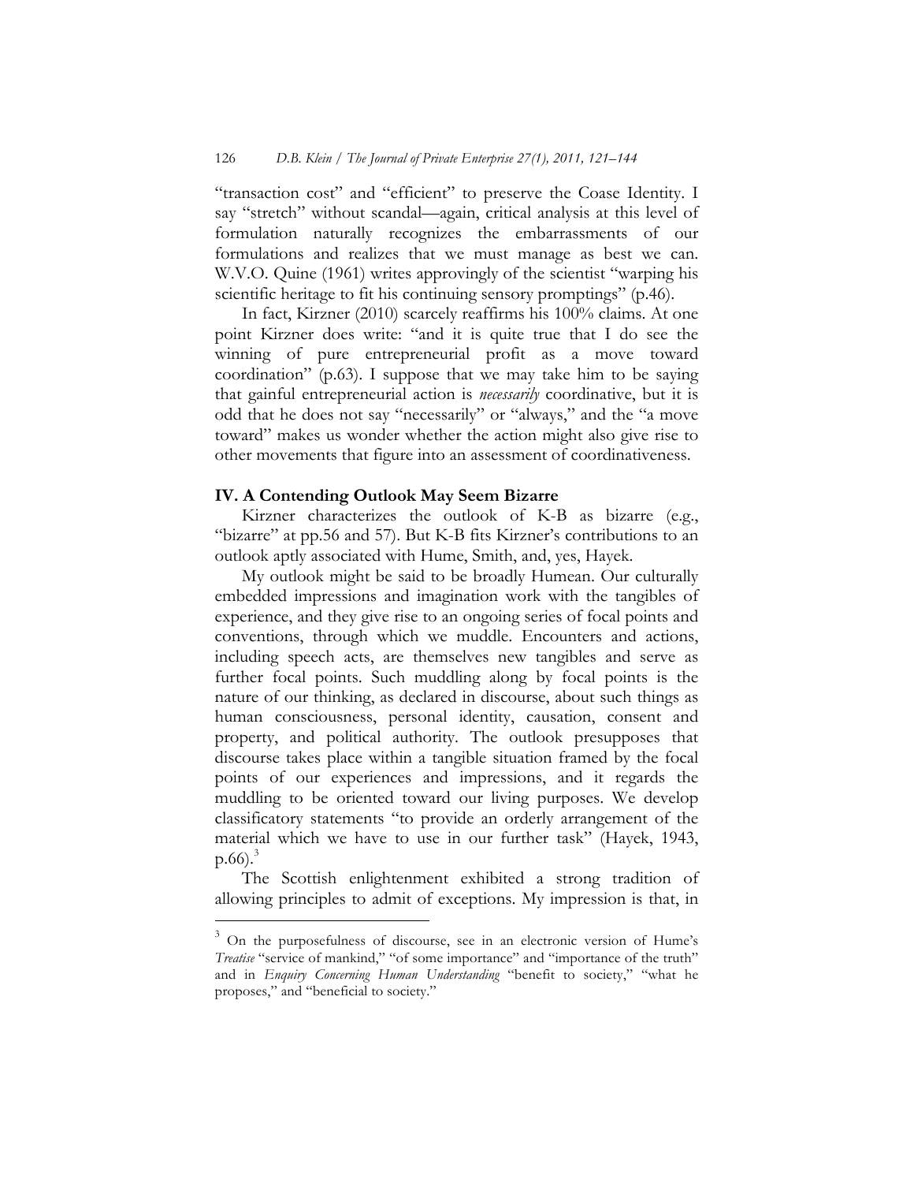"transaction cost" and "efficient" to preserve the Coase Identity. I say "stretch" without scandal—again, critical analysis at this level of formulation naturally recognizes the embarrassments of our formulations and realizes that we must manage as best we can. W.V.O. Quine (1961) writes approvingly of the scientist "warping his scientific heritage to fit his continuing sensory promptings" (p.46).

In fact, Kirzner (2010) scarcely reaffirms his 100% claims. At one point Kirzner does write: "and it is quite true that I do see the winning of pure entrepreneurial profit as a move toward coordination" (p.63). I suppose that we may take him to be saying that gainful entrepreneurial action is *necessarily* coordinative, but it is odd that he does not say "necessarily" or "always," and the "a move toward" makes us wonder whether the action might also give rise to other movements that figure into an assessment of coordinativeness.

## IV. A Contending Outlook May Seem Bizarre

Kirzner characterizes the outlook of K-B as bizarre (e.g., "bizarre" at pp.56 and 57). But K-B fits Kirzner's contributions to an outlook aptly associated with Hume, Smith, and, yes, Hayek.

My outlook might be said to be broadly Humean. Our culturally embedded impressions and imagination work with the tangibles of experience, and they give rise to an ongoing series of focal points and conventions, through which we muddle. Encounters and actions, including speech acts, are themselves new tangibles and serve as further focal points. Such muddling along by focal points is the nature of our thinking, as declared in discourse, about such things as human consciousness, personal identity, causation, consent and property, and political authority. The outlook presupposes that discourse takes place within a tangible situation framed by the focal points of our experiences and impressions, and it regards the muddling to be oriented toward our living purposes. We develop classificatory statements "to provide an orderly arrangement of the material which we have to use in our further task" (Hayek, 1943, p.66).[3]

The Scottish enlightenment exhibited a strong tradition of allowing principles to admit of exceptions. My impression is that, in

[3] On the purposefulness of discourse, see in an electronic version of Hume's *Treatise* "service of mankind," "of some importance" and "importance of the truth" and in *Enquiry Concerning Human Understanding* "benefit to society," "what he proposes," and "beneficial to society."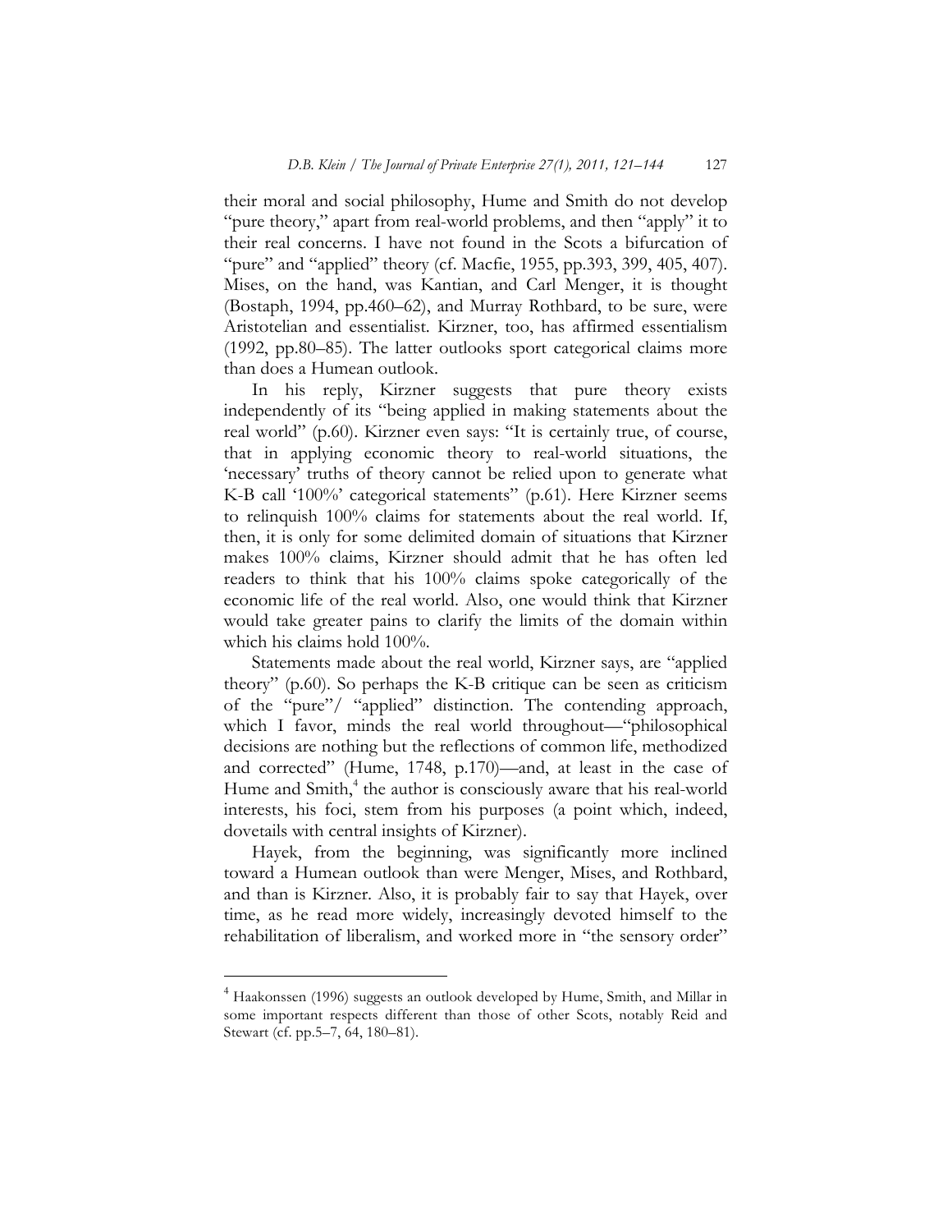their moral and social philosophy, Hume and Smith do not develop "pure theory," apart from real-world problems, and then "apply" it to their real concerns. I have not found in the Scots a bifurcation of "pure" and "applied" theory (cf. Macfie, 1955, pp.393, 399, 405, 407). Mises, on the hand, was Kantian, and Carl Menger, it is thought (Bostaph, 1994, pp.460–62), and Murray Rothbard, to be sure, were Aristotelian and essentialist. Kirzner, too, has affirmed essentialism (1992, pp.80–85). The latter outlooks sport categorical claims more than does a Humean outlook.

In his reply, Kirzner suggests that pure theory exists independently of its "being applied in making statements about the real world" (p.60). Kirzner even says: "It is certainly true, of course, that in applying economic theory to real-world situations, the 'necessary' truths of theory cannot be relied upon to generate what K-B call '100%' categorical statements" (p.61). Here Kirzner seems to relinquish 100% claims for statements about the real world. If, then, it is only for some delimited domain of situations that Kirzner makes 100% claims, Kirzner should admit that he has often led readers to think that his 100% claims spoke categorically of the economic life of the real world. Also, one would think that Kirzner would take greater pains to clarify the limits of the domain within which his claims hold 100%.

Statements made about the real world, Kirzner says, are "applied theory" (p.60). So perhaps the K-B critique can be seen as criticism of the "pure"/ "applied" distinction. The contending approach, which I favor, minds the real world throughout—"philosophical decisions are nothing but the reflections of common life, methodized and corrected" (Hume, 1748, p.170)—and, at least in the case of Hume and Smith,[4] the author is consciously aware that his real-world interests, his foci, stem from his purposes (a point which, indeed, dovetails with central insights of Kirzner).

Hayek, from the beginning, was significantly more inclined toward a Humean outlook than were Menger, Mises, and Rothbard, and than is Kirzner. Also, it is probably fair to say that Hayek, over time, as he read more widely, increasingly devoted himself to the rehabilitation of liberalism, and worked more in "the sensory order"

---

[4] Haakonssen (1996) suggests an outlook developed by Hume, Smith, and Millar in some important respects different than those of other Scots, notably Reid and Stewart (cf. pp.5–7, 64, 180–81).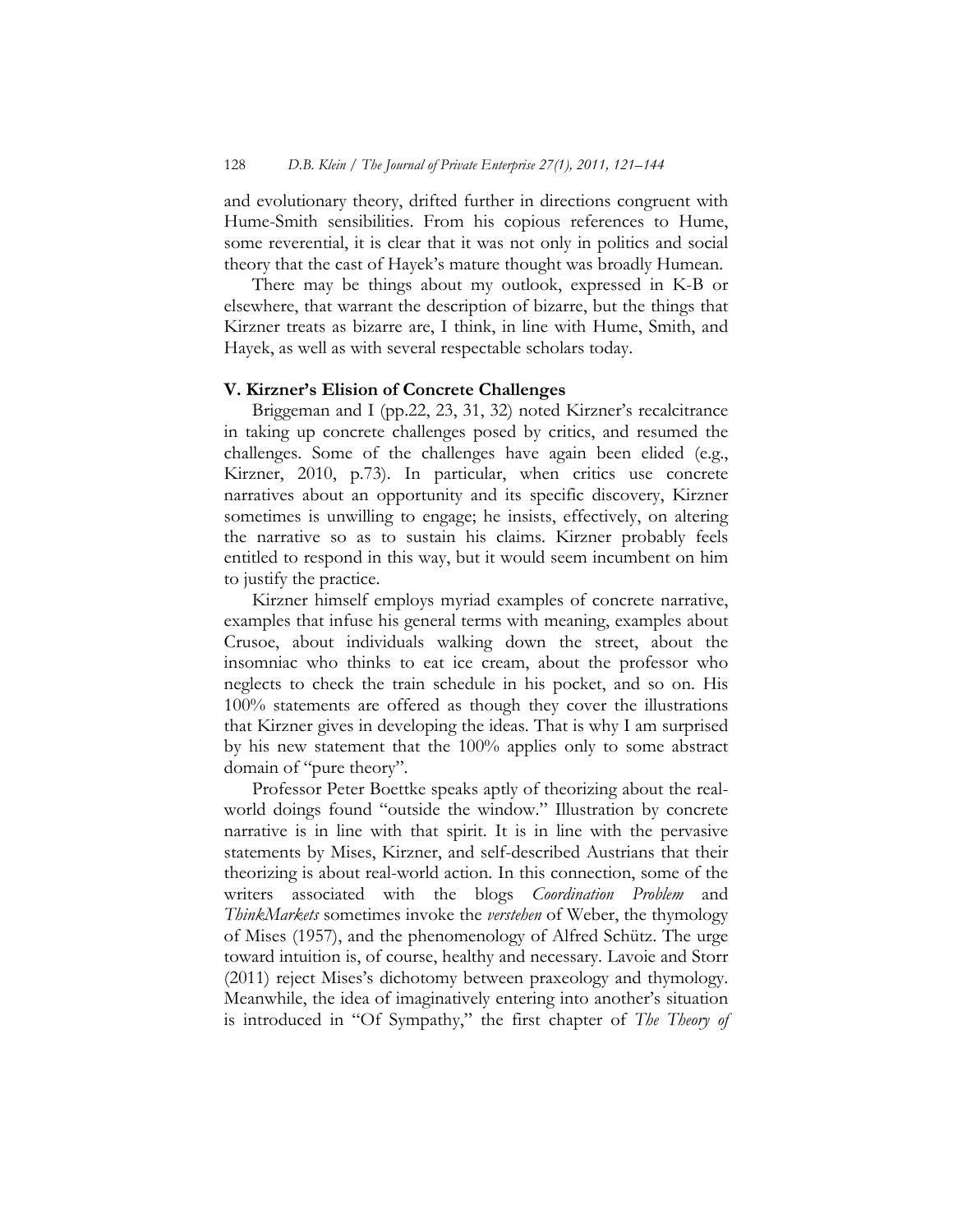and evolutionary theory, drifted further in directions congruent with Hume-Smith sensibilities. From his copious references to Hume, some reverential, it is clear that it was not only in politics and social theory that the cast of Hayek's mature thought was broadly Humean.

There may be things about my outlook, expressed in K-B or elsewhere, that warrant the description of bizarre, but the things that Kirzner treats as bizarre are, I think, in line with Hume, Smith, and Hayek, as well as with several respectable scholars today.

## V. Kirzner's Elision of Concrete Challenges

Briggeman and I (pp.22, 23, 31, 32) noted Kirzner's recalcitrance in taking up concrete challenges posed by critics, and resumed the challenges. Some of the challenges have again been elided (e.g., Kirzner, 2010, p.73). In particular, when critics use concrete narratives about an opportunity and its specific discovery, Kirzner sometimes is unwilling to engage; he insists, effectively, on altering the narrative so as to sustain his claims. Kirzner probably feels entitled to respond in this way, but it would seem incumbent on him to justify the practice.

Kirzner himself employs myriad examples of concrete narrative, examples that infuse his general terms with meaning, examples about Crusoe, about individuals walking down the street, about the insomniac who thinks to eat ice cream, about the professor who neglects to check the train schedule in his pocket, and so on. His 100% statements are offered as though they cover the illustrations that Kirzner gives in developing the ideas. That is why I am surprised by his new statement that the 100% applies only to some abstract domain of "pure theory".

Professor Peter Boettke speaks aptly of theorizing about the real-world doings found "outside the window." Illustration by concrete narrative is in line with that spirit. It is in line with the pervasive statements by Mises, Kirzner, and self-described Austrians that their theorizing is about real-world action. In this connection, some of the writers associated with the blogs *Coordination Problem* and *ThinkMarkets* sometimes invoke the *verstehen* of Weber, the thymology of Mises (1957), and the phenomenology of Alfred Schütz. The urge toward intuition is, of course, healthy and necessary. Lavoie and Storr (2011) reject Mises's dichotomy between praxeology and thymology. Meanwhile, the idea of imaginatively entering into another's situation is introduced in "Of Sympathy," the first chapter of *The Theory of*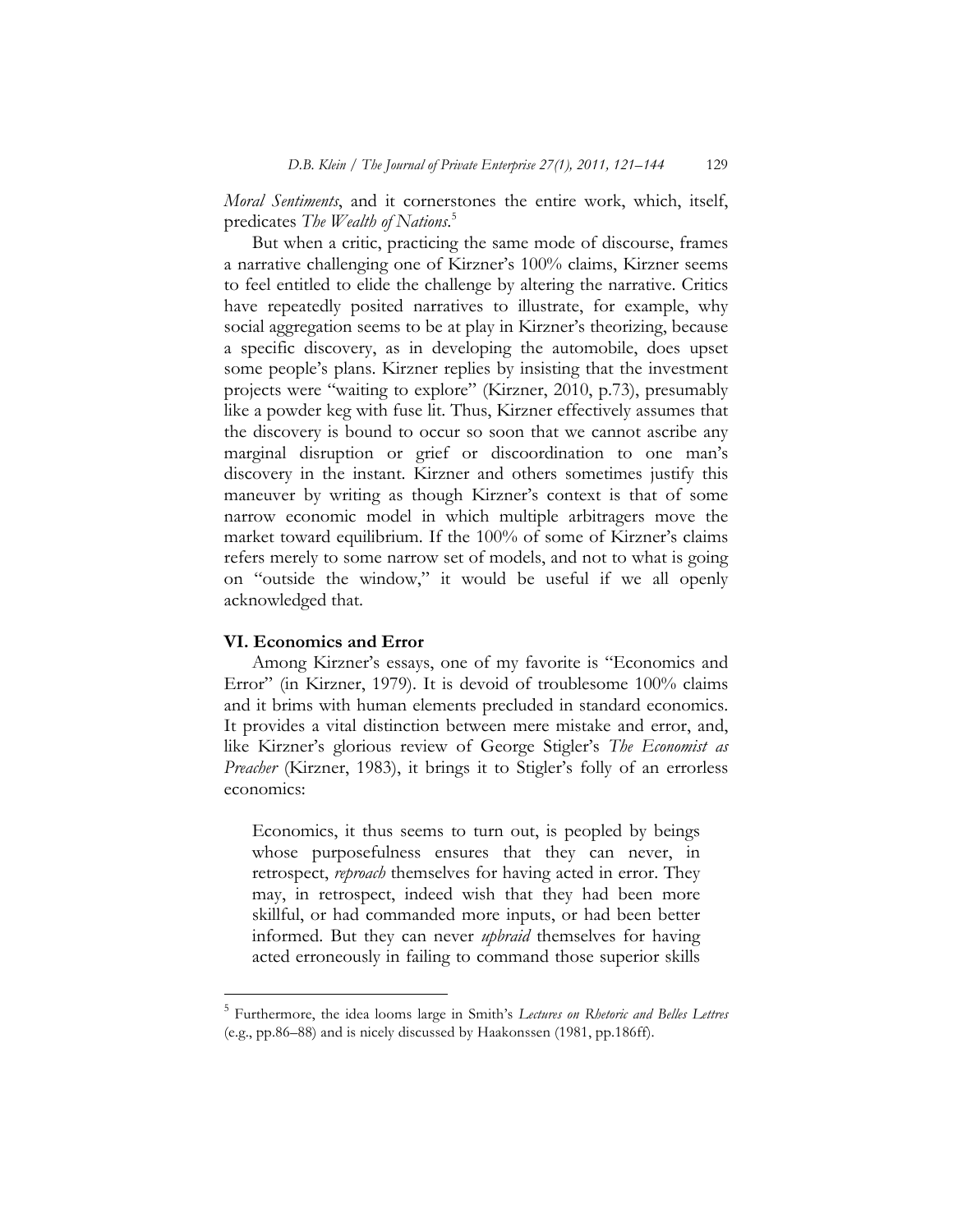*Moral Sentiments*, and it cornerstones the entire work, which, itself, predicates *The Wealth of Nations*.[5]

But when a critic, practicing the same mode of discourse, frames a narrative challenging one of Kirzner's 100% claims, Kirzner seems to feel entitled to elide the challenge by altering the narrative. Critics have repeatedly posited narratives to illustrate, for example, why social aggregation seems to be at play in Kirzner's theorizing, because a specific discovery, as in developing the automobile, does upset some people's plans. Kirzner replies by insisting that the investment projects were "waiting to explore" (Kirzner, 2010, p.73), presumably like a powder keg with fuse lit. Thus, Kirzner effectively assumes that the discovery is bound to occur so soon that we cannot ascribe any marginal disruption or grief or discoordination to one man's discovery in the instant. Kirzner and others sometimes justify this maneuver by writing as though Kirzner's context is that of some narrow economic model in which multiple arbitragers move the market toward equilibrium. If the 100% of some of Kirzner's claims refers merely to some narrow set of models, and not to what is going on "outside the window," it would be useful if we all openly acknowledged that.

## VI. Economics and Error

Among Kirzner's essays, one of my favorite is "Economics and Error" (in Kirzner, 1979). It is devoid of troublesome 100% claims and it brims with human elements precluded in standard economics. It provides a vital distinction between mere mistake and error, and, like Kirzner's glorious review of George Stigler's *The Economist as Preacher* (Kirzner, 1983), it brings it to Stigler's folly of an errorless economics:

> Economics, it thus seems to turn out, is peopled by beings whose purposefulness ensures that they can never, in retrospect, *reproach* themselves for having acted in error. They may, in retrospect, indeed wish that they had been more skillful, or had commanded more inputs, or had been better informed. But they can never *upbraid* themselves for having acted erroneously in failing to command those superior skills

[5] Furthermore, the idea looms large in Smith's *Lectures on Rhetoric and Belles Lettres* (e.g., pp.86–88) and is nicely discussed by Haakonssen (1981, pp.186ff).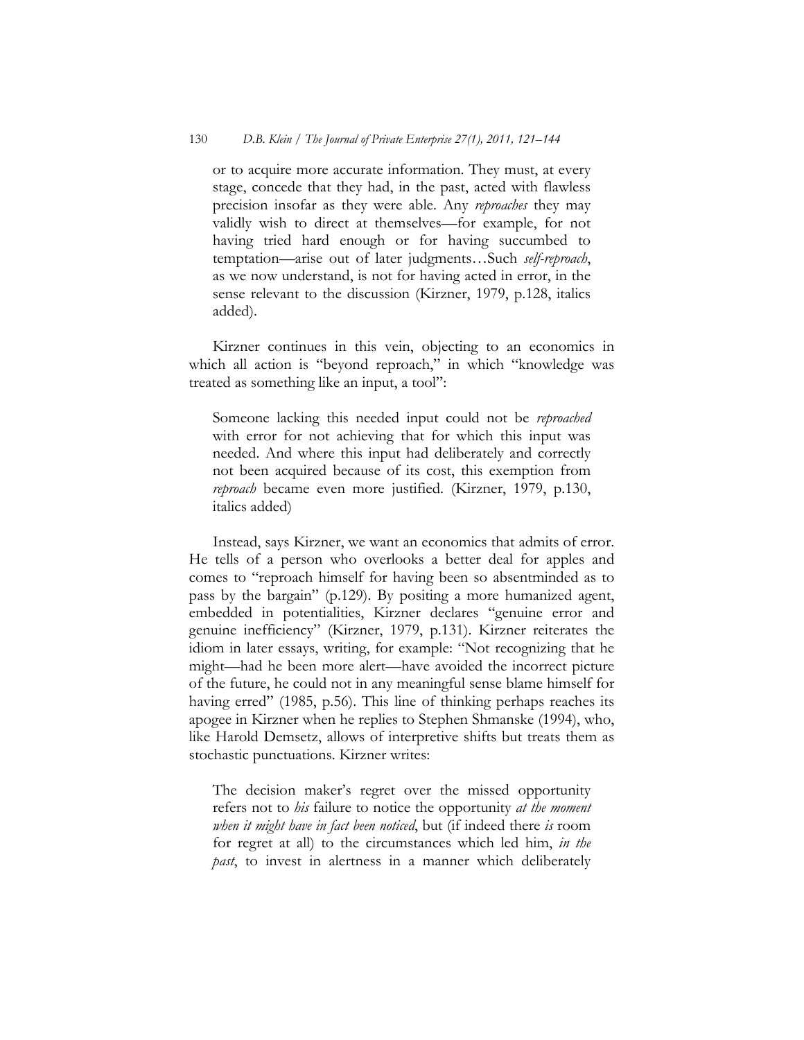> or to acquire more accurate information. They must, at every stage, concede that they had, in the past, acted with flawless precision insofar as they were able. Any *reproaches* they may validly wish to direct at themselves—for example, for not having tried hard enough or for having succumbed to temptation—arise out of later judgments…Such *self-reproach*, as we now understand, is not for having acted in error, in the sense relevant to the discussion (Kirzner, 1979, p.128, italics added).

Kirzner continues in this vein, objecting to an economics in which all action is "beyond reproach," in which "knowledge was treated as something like an input, a tool":

> Someone lacking this needed input could not be *reproached* with error for not achieving that for which this input was needed. And where this input had deliberately and correctly not been acquired because of its cost, this exemption from *reproach* became even more justified. (Kirzner, 1979, p.130, italics added)

Instead, says Kirzner, we want an economics that admits of error. He tells of a person who overlooks a better deal for apples and comes to "reproach himself for having been so absentminded as to pass by the bargain" (p.129). By positing a more humanized agent, embedded in potentialities, Kirzner declares "genuine error and genuine inefficiency" (Kirzner, 1979, p.131). Kirzner reiterates the idiom in later essays, writing, for example: "Not recognizing that he might—had he been more alert—have avoided the incorrect picture of the future, he could not in any meaningful sense blame himself for having erred" (1985, p.56). This line of thinking perhaps reaches its apogee in Kirzner when he replies to Stephen Shmanske (1994), who, like Harold Demsetz, allows of interpretive shifts but treats them as stochastic punctuations. Kirzner writes:

> The decision maker's regret over the missed opportunity refers not to *his* failure to notice the opportunity *at the moment when it might have in fact been noticed*, but (if indeed there *is* room for regret at all) to the circumstances which led him, *in the past*, to invest in alertness in a manner which deliberately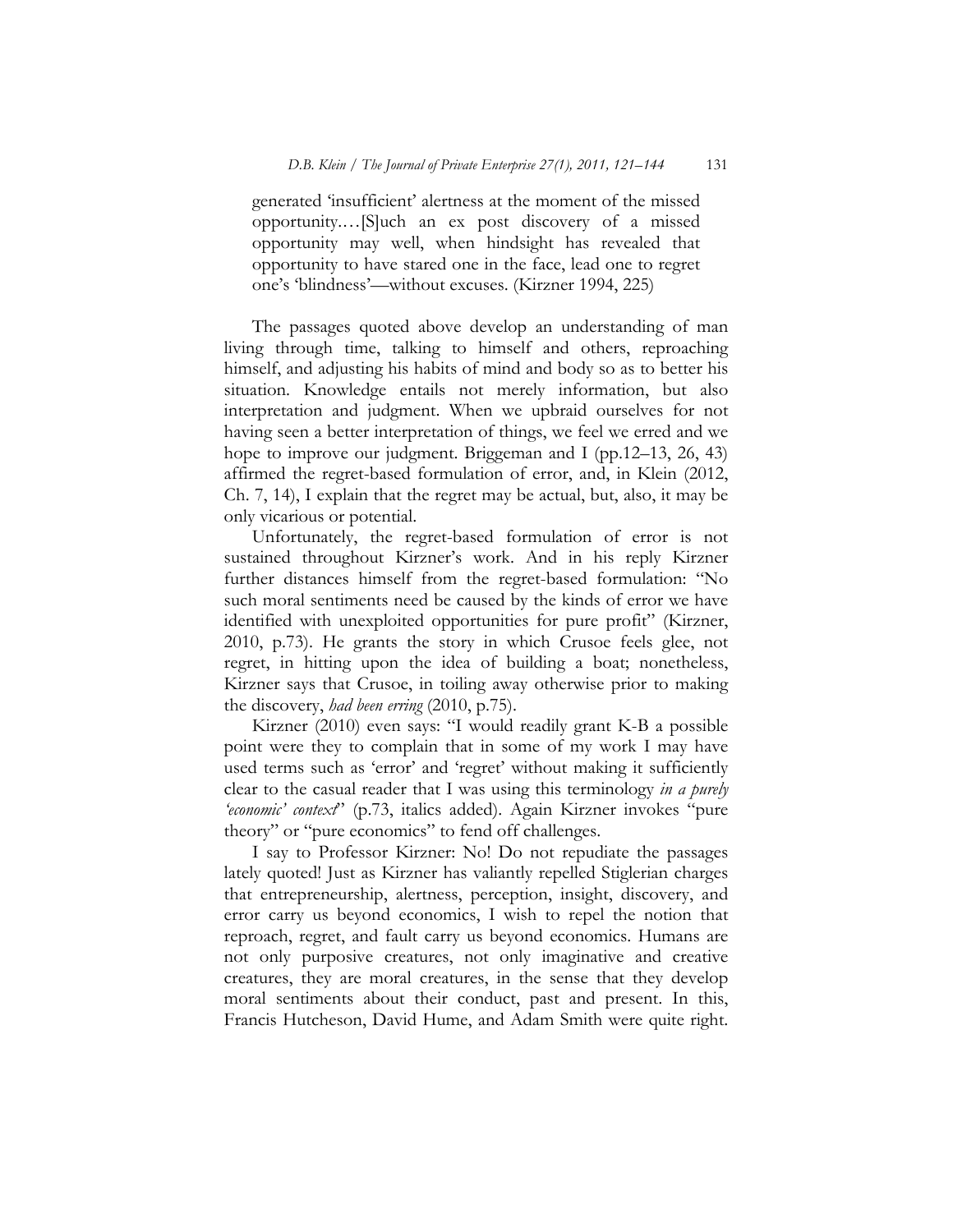> generated 'insufficient' alertness at the moment of the missed opportunity.…[S]uch an ex post discovery of a missed opportunity may well, when hindsight has revealed that opportunity to have stared one in the face, lead one to regret one's 'blindness'—without excuses. (Kirzner 1994, 225)

The passages quoted above develop an understanding of man living through time, talking to himself and others, reproaching himself, and adjusting his habits of mind and body so as to better his situation. Knowledge entails not merely information, but also interpretation and judgment. When we upbraid ourselves for not having seen a better interpretation of things, we feel we erred and we hope to improve our judgment. Briggeman and I (pp.12–13, 26, 43) affirmed the regret-based formulation of error, and, in Klein (2012, Ch. 7, 14), I explain that the regret may be actual, but, also, it may be only vicarious or potential.

Unfortunately, the regret-based formulation of error is not sustained throughout Kirzner's work. And in his reply Kirzner further distances himself from the regret-based formulation: "No such moral sentiments need be caused by the kinds of error we have identified with unexploited opportunities for pure profit" (Kirzner, 2010, p.73). He grants the story in which Crusoe feels glee, not regret, in hitting upon the idea of building a boat; nonetheless, Kirzner says that Crusoe, in toiling away otherwise prior to making the discovery, *had been erring* (2010, p.75).

Kirzner (2010) even says: "I would readily grant K-B a possible point were they to complain that in some of my work I may have used terms such as 'error' and 'regret' without making it sufficiently clear to the casual reader that I was using this terminology *in a purely 'economic' context*" (p.73, italics added). Again Kirzner invokes "pure theory" or "pure economics" to fend off challenges.

I say to Professor Kirzner: No! Do not repudiate the passages lately quoted! Just as Kirzner has valiantly repelled Stiglerian charges that entrepreneurship, alertness, perception, insight, discovery, and error carry us beyond economics, I wish to repel the notion that reproach, regret, and fault carry us beyond economics. Humans are not only purposive creatures, not only imaginative and creative creatures, they are moral creatures, in the sense that they develop moral sentiments about their conduct, past and present. In this, Francis Hutcheson, David Hume, and Adam Smith were quite right.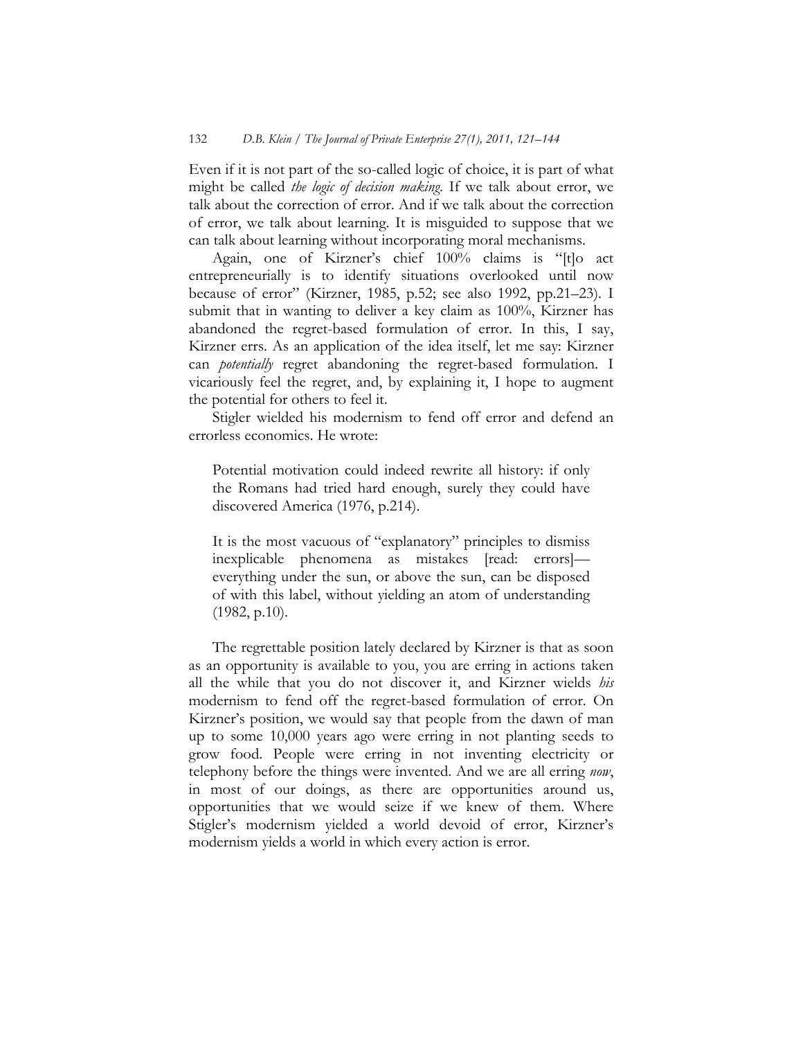Even if it is not part of the so-called logic of choice, it is part of what might be called *the logic of decision making*. If we talk about error, we talk about the correction of error. And if we talk about the correction of error, we talk about learning. It is misguided to suppose that we can talk about learning without incorporating moral mechanisms.

Again, one of Kirzner's chief 100% claims is "[t]o act entrepreneurially is to identify situations overlooked until now because of error" (Kirzner, 1985, p.52; see also 1992, pp.21–23). I submit that in wanting to deliver a key claim as 100%, Kirzner has abandoned the regret-based formulation of error. In this, I say, Kirzner errs. As an application of the idea itself, let me say: Kirzner can *potentially* regret abandoning the regret-based formulation. I vicariously feel the regret, and, by explaining it, I hope to augment the potential for others to feel it.

Stigler wielded his modernism to fend off error and defend an errorless economics. He wrote:

> Potential motivation could indeed rewrite all history: if only the Romans had tried hard enough, surely they could have discovered America (1976, p.214).
>
> It is the most vacuous of "explanatory" principles to dismiss inexplicable phenomena as mistakes [read: errors]—everything under the sun, or above the sun, can be disposed of with this label, without yielding an atom of understanding (1982, p.10).

The regrettable position lately declared by Kirzner is that as soon as an opportunity is available to you, you are erring in actions taken all the while that you do not discover it, and Kirzner wields *his* modernism to fend off the regret-based formulation of error. On Kirzner's position, we would say that people from the dawn of man up to some 10,000 years ago were erring in not planting seeds to grow food. People were erring in not inventing electricity or telephony before the things were invented. And we are all erring *now*, in most of our doings, as there are opportunities around us, opportunities that we would seize if we knew of them. Where Stigler's modernism yielded a world devoid of error, Kirzner's modernism yields a world in which every action is error.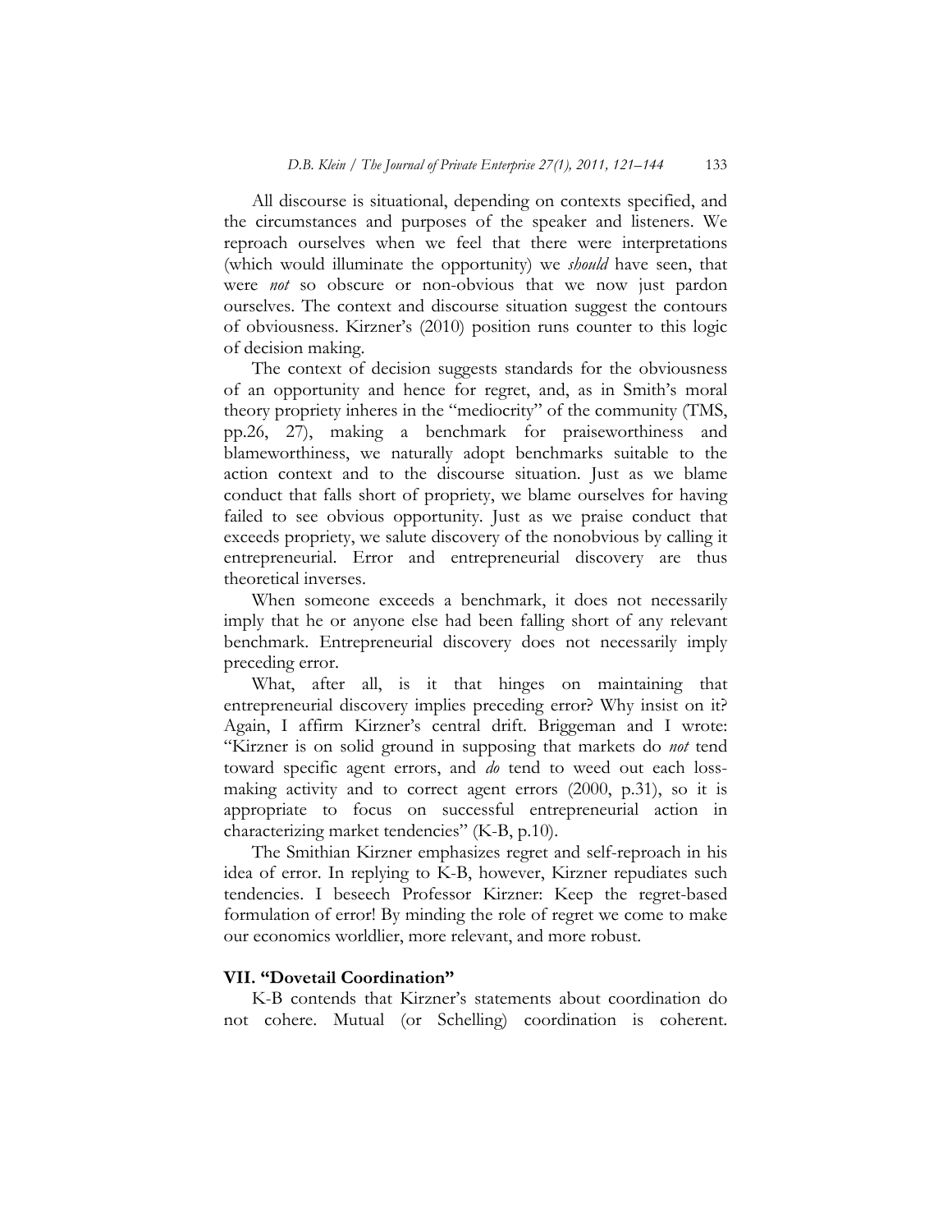All discourse is situational, depending on contexts specified, and the circumstances and purposes of the speaker and listeners. We reproach ourselves when we feel that there were interpretations (which would illuminate the opportunity) we *should* have seen, that were *not* so obscure or non-obvious that we now just pardon ourselves. The context and discourse situation suggest the contours of obviousness. Kirzner's (2010) position runs counter to this logic of decision making.

The context of decision suggests standards for the obviousness of an opportunity and hence for regret, and, as in Smith's moral theory propriety inheres in the "mediocrity" of the community (TMS, pp.26, 27), making a benchmark for praiseworthiness and blameworthiness, we naturally adopt benchmarks suitable to the action context and to the discourse situation. Just as we blame conduct that falls short of propriety, we blame ourselves for having failed to see obvious opportunity. Just as we praise conduct that exceeds propriety, we salute discovery of the nonobvious by calling it entrepreneurial. Error and entrepreneurial discovery are thus theoretical inverses.

When someone exceeds a benchmark, it does not necessarily imply that he or anyone else had been falling short of any relevant benchmark. Entrepreneurial discovery does not necessarily imply preceding error.

What, after all, is it that hinges on maintaining that entrepreneurial discovery implies preceding error? Why insist on it? Again, I affirm Kirzner's central drift. Briggeman and I wrote: "Kirzner is on solid ground in supposing that markets do *not* tend toward specific agent errors, and *do* tend to weed out each loss-making activity and to correct agent errors (2000, p.31), so it is appropriate to focus on successful entrepreneurial action in characterizing market tendencies" (K-B, p.10).

The Smithian Kirzner emphasizes regret and self-reproach in his idea of error. In replying to K-B, however, Kirzner repudiates such tendencies. I beseech Professor Kirzner: Keep the regret-based formulation of error! By minding the role of regret we come to make our economics worldlier, more relevant, and more robust.

## VII. "Dovetail Coordination"

K-B contends that Kirzner's statements about coordination do not cohere. Mutual (or Schelling) coordination is coherent.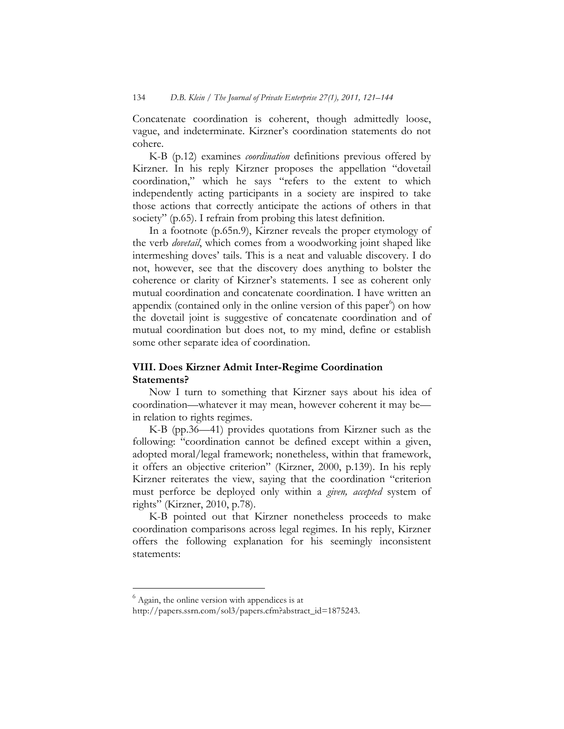Concatenate coordination is coherent, though admittedly loose, vague, and indeterminate. Kirzner's coordination statements do not cohere.

K-B (p.12) examines *coordination* definitions previous offered by Kirzner. In his reply Kirzner proposes the appellation "dovetail coordination," which he says "refers to the extent to which independently acting participants in a society are inspired to take those actions that correctly anticipate the actions of others in that society" (p.65). I refrain from probing this latest definition.

In a footnote (p.65n.9), Kirzner reveals the proper etymology of the verb *dovetail*, which comes from a woodworking joint shaped like intermeshing doves' tails. This is a neat and valuable discovery. I do not, however, see that the discovery does anything to bolster the coherence or clarity of Kirzner's statements. I see as coherent only mutual coordination and concatenate coordination. I have written an appendix (contained only in the online version of this paper[6]) on how the dovetail joint is suggestive of concatenate coordination and of mutual coordination but does not, to my mind, define or establish some other separate idea of coordination.

## VIII. Does Kirzner Admit Inter-Regime Coordination Statements?

Now I turn to something that Kirzner says about his idea of coordination—whatever it may mean, however coherent it may be—in relation to rights regimes.

K-B (pp.36—41) provides quotations from Kirzner such as the following: "coordination cannot be defined except within a given, adopted moral/legal framework; nonetheless, within that framework, it offers an objective criterion" (Kirzner, 2000, p.139). In his reply Kirzner reiterates the view, saying that the coordination "criterion must perforce be deployed only within a *given, accepted* system of rights" (Kirzner, 2010, p.78).

K-B pointed out that Kirzner nonetheless proceeds to make coordination comparisons across legal regimes. In his reply, Kirzner offers the following explanation for his seemingly inconsistent statements:

---

[6] Again, the online version with appendices is at http://papers.ssrn.com/sol3/papers.cfm?abstract_id=1875243.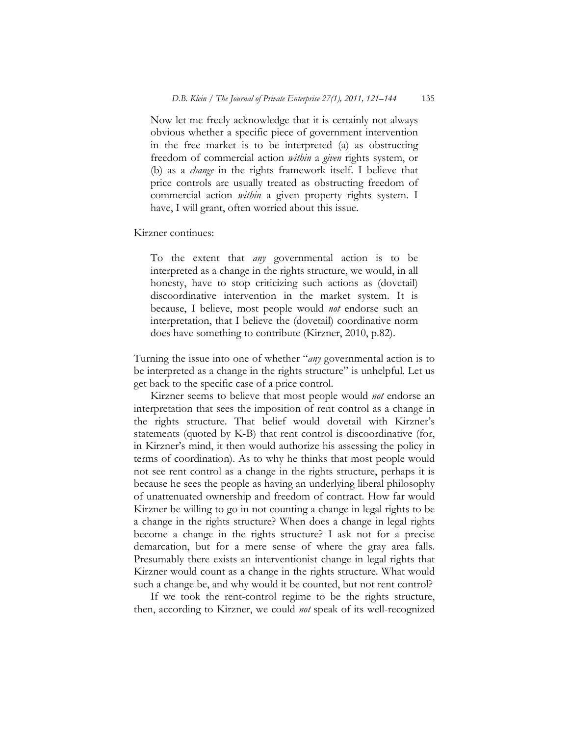> Now let me freely acknowledge that it is certainly not always obvious whether a specific piece of government intervention in the free market is to be interpreted (a) as obstructing freedom of commercial action *within* a *given* rights system, or (b) as a *change* in the rights framework itself. I believe that price controls are usually treated as obstructing freedom of commercial action *within* a given property rights system. I have, I will grant, often worried about this issue.

Kirzner continues:

> To the extent that *any* governmental action is to be interpreted as a change in the rights structure, we would, in all honesty, have to stop criticizing such actions as (dovetail) discoordinative intervention in the market system. It is because, I believe, most people would *not* endorse such an interpretation, that I believe the (dovetail) coordinative norm does have something to contribute (Kirzner, 2010, p.82).

Turning the issue into one of whether "*any* governmental action is to be interpreted as a change in the rights structure" is unhelpful. Let us get back to the specific case of a price control.

Kirzner seems to believe that most people would *not* endorse an interpretation that sees the imposition of rent control as a change in the rights structure. That belief would dovetail with Kirzner's statements (quoted by K-B) that rent control is discoordinative (for, in Kirzner's mind, it then would authorize his assessing the policy in terms of coordination). As to why he thinks that most people would not see rent control as a change in the rights structure, perhaps it is because he sees the people as having an underlying liberal philosophy of unattenuated ownership and freedom of contract. How far would Kirzner be willing to go in not counting a change in legal rights to be a change in the rights structure? When does a change in legal rights become a change in the rights structure? I ask not for a precise demarcation, but for a mere sense of where the gray area falls. Presumably there exists an interventionist change in legal rights that Kirzner would count as a change in the rights structure. What would such a change be, and why would it be counted, but not rent control?

If we took the rent-control regime to be the rights structure, then, according to Kirzner, we could *not* speak of its well-recognized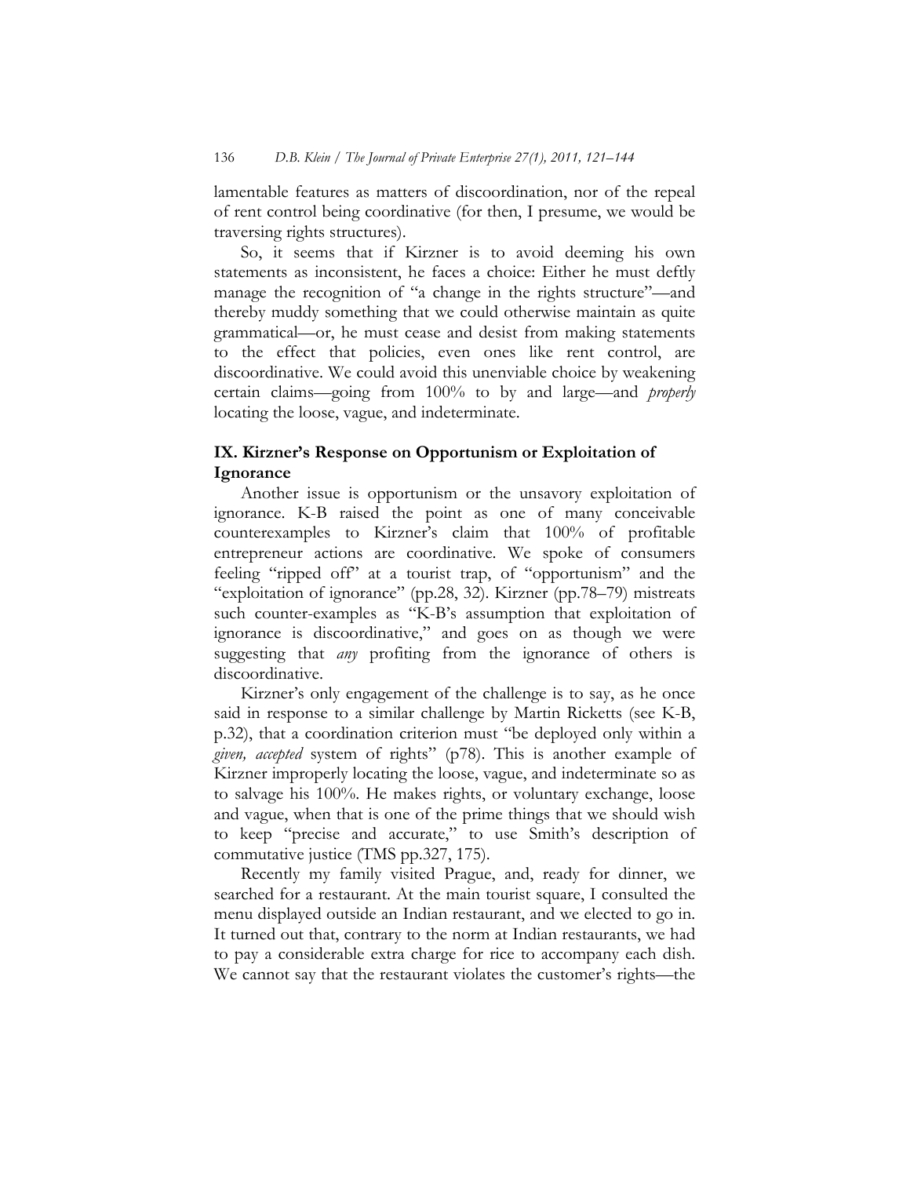lamentable features as matters of discoordination, nor of the repeal of rent control being coordinative (for then, I presume, we would be traversing rights structures).

So, it seems that if Kirzner is to avoid deeming his own statements as inconsistent, he faces a choice: Either he must deftly manage the recognition of "a change in the rights structure"—and thereby muddy something that we could otherwise maintain as quite grammatical—or, he must cease and desist from making statements to the effect that policies, even ones like rent control, are discoordinative. We could avoid this unenviable choice by weakening certain claims—going from 100% to by and large—and *properly* locating the loose, vague, and indeterminate.

## IX. Kirzner's Response on Opportunism or Exploitation of Ignorance

Another issue is opportunism or the unsavory exploitation of ignorance. K-B raised the point as one of many conceivable counterexamples to Kirzner's claim that 100% of profitable entrepreneur actions are coordinative. We spoke of consumers feeling "ripped off" at a tourist trap, of "opportunism" and the "exploitation of ignorance" (pp.28, 32). Kirzner (pp.78–79) mistreats such counter-examples as "K-B's assumption that exploitation of ignorance is discoordinative," and goes on as though we were suggesting that *any* profiting from the ignorance of others is discoordinative.

Kirzner's only engagement of the challenge is to say, as he once said in response to a similar challenge by Martin Ricketts (see K-B, p.32), that a coordination criterion must "be deployed only within a *given, accepted* system of rights" (p78). This is another example of Kirzner improperly locating the loose, vague, and indeterminate so as to salvage his 100%. He makes rights, or voluntary exchange, loose and vague, when that is one of the prime things that we should wish to keep "precise and accurate," to use Smith's description of commutative justice (TMS pp.327, 175).

Recently my family visited Prague, and, ready for dinner, we searched for a restaurant. At the main tourist square, I consulted the menu displayed outside an Indian restaurant, and we elected to go in. It turned out that, contrary to the norm at Indian restaurants, we had to pay a considerable extra charge for rice to accompany each dish. We cannot say that the restaurant violates the customer's rights—the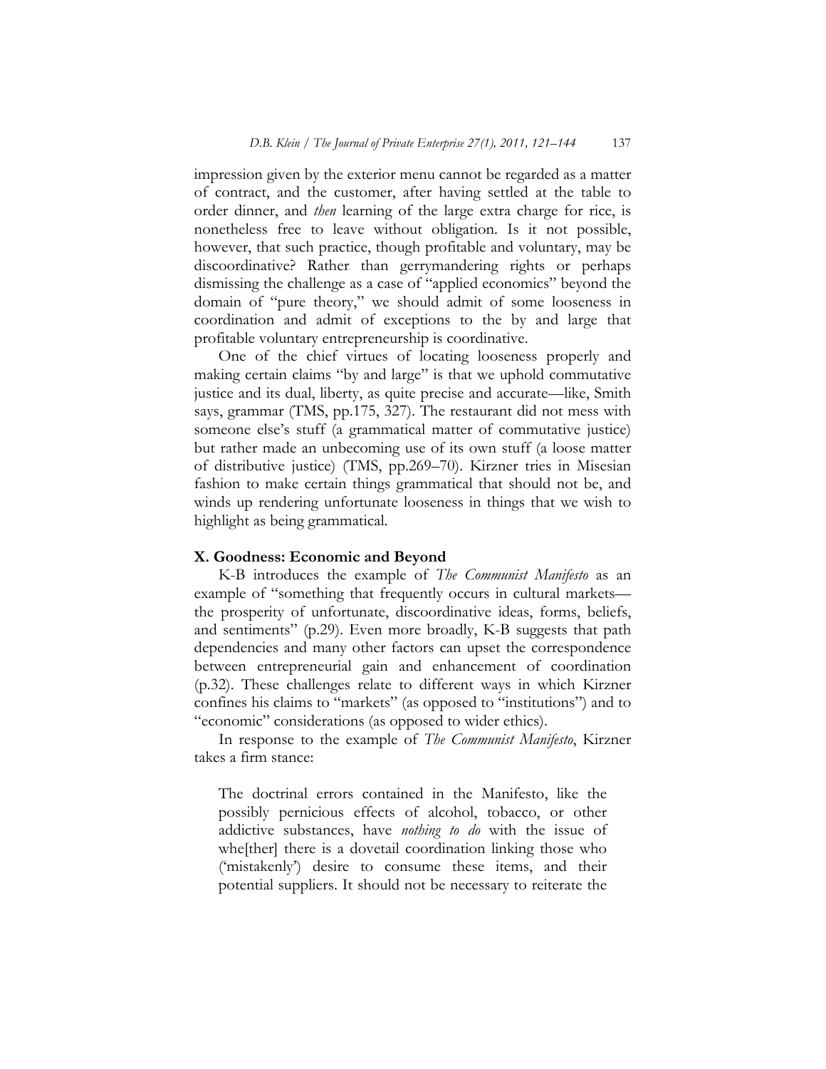impression given by the exterior menu cannot be regarded as a matter of contract, and the customer, after having settled at the table to order dinner, and *then* learning of the large extra charge for rice, is nonetheless free to leave without obligation. Is it not possible, however, that such practice, though profitable and voluntary, may be discoordinative? Rather than gerrymandering rights or perhaps dismissing the challenge as a case of "applied economics" beyond the domain of "pure theory," we should admit of some looseness in coordination and admit of exceptions to the by and large that profitable voluntary entrepreneurship is coordinative.

One of the chief virtues of locating looseness properly and making certain claims "by and large" is that we uphold commutative justice and its dual, liberty, as quite precise and accurate—like, Smith says, grammar (TMS, pp.175, 327). The restaurant did not mess with someone else's stuff (a grammatical matter of commutative justice) but rather made an unbecoming use of its own stuff (a loose matter of distributive justice) (TMS, pp.269–70). Kirzner tries in Misesian fashion to make certain things grammatical that should not be, and winds up rendering unfortunate looseness in things that we wish to highlight as being grammatical.

## X. Goodness: Economic and Beyond

K-B introduces the example of *The Communist Manifesto* as an example of "something that frequently occurs in cultural markets—the prosperity of unfortunate, discoordinative ideas, forms, beliefs, and sentiments" (p.29). Even more broadly, K-B suggests that path dependencies and many other factors can upset the correspondence between entrepreneurial gain and enhancement of coordination (p.32). These challenges relate to different ways in which Kirzner confines his claims to "markets" (as opposed to "institutions") and to "economic" considerations (as opposed to wider ethics).

In response to the example of *The Communist Manifesto*, Kirzner takes a firm stance:

> The doctrinal errors contained in the Manifesto, like the possibly pernicious effects of alcohol, tobacco, or other addictive substances, have *nothing to do* with the issue of whe[ther] there is a dovetail coordination linking those who ('mistakenly') desire to consume these items, and their potential suppliers. It should not be necessary to reiterate the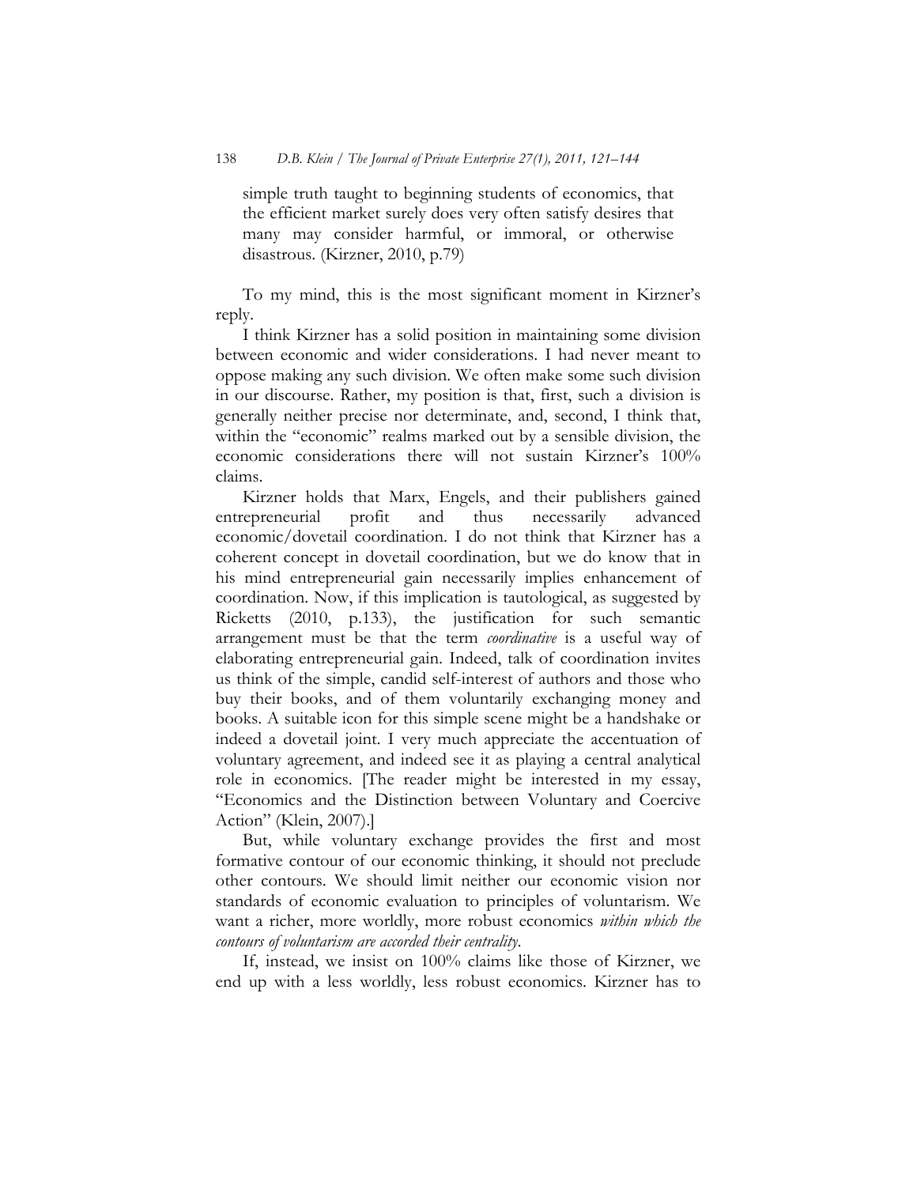> simple truth taught to beginning students of economics, that the efficient market surely does very often satisfy desires that many may consider harmful, or immoral, or otherwise disastrous. (Kirzner, 2010, p.79)

To my mind, this is the most significant moment in Kirzner's reply.

I think Kirzner has a solid position in maintaining some division between economic and wider considerations. I had never meant to oppose making any such division. We often make some such division in our discourse. Rather, my position is that, first, such a division is generally neither precise nor determinate, and, second, I think that, within the "economic" realms marked out by a sensible division, the economic considerations there will not sustain Kirzner's 100% claims.

Kirzner holds that Marx, Engels, and their publishers gained entrepreneurial profit and thus necessarily advanced economic/dovetail coordination. I do not think that Kirzner has a coherent concept in dovetail coordination, but we do know that in his mind entrepreneurial gain necessarily implies enhancement of coordination. Now, if this implication is tautological, as suggested by Ricketts (2010, p.133), the justification for such semantic arrangement must be that the term *coordinative* is a useful way of elaborating entrepreneurial gain. Indeed, talk of coordination invites us think of the simple, candid self-interest of authors and those who buy their books, and of them voluntarily exchanging money and books. A suitable icon for this simple scene might be a handshake or indeed a dovetail joint. I very much appreciate the accentuation of voluntary agreement, and indeed see it as playing a central analytical role in economics. [The reader might be interested in my essay, "Economics and the Distinction between Voluntary and Coercive Action" (Klein, 2007).]

But, while voluntary exchange provides the first and most formative contour of our economic thinking, it should not preclude other contours. We should limit neither our economic vision nor standards of economic evaluation to principles of voluntarism. We want a richer, more worldly, more robust economics *within which the contours of voluntarism are accorded their centrality*.

If, instead, we insist on 100% claims like those of Kirzner, we end up with a less worldly, less robust economics. Kirzner has to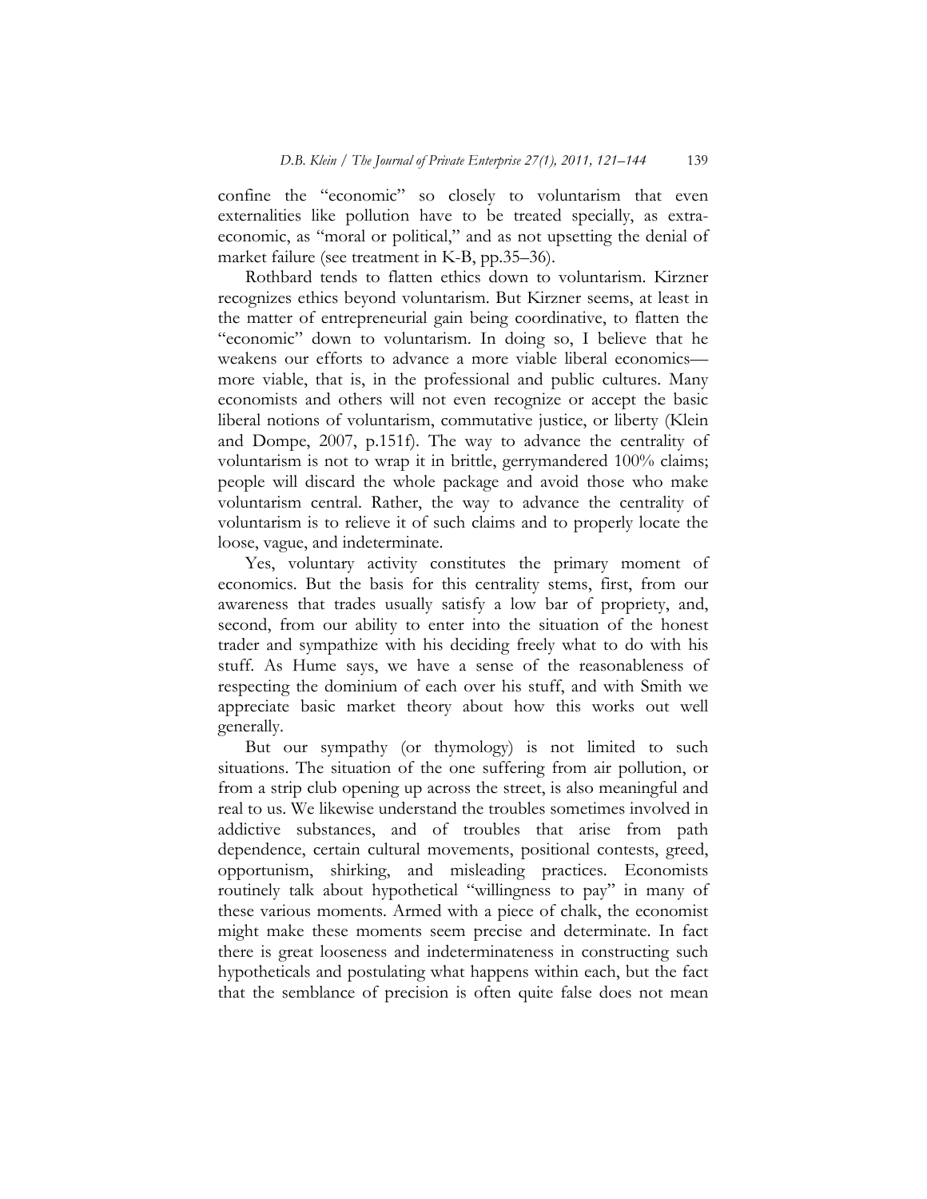confine the "economic" so closely to voluntarism that even externalities like pollution have to be treated specially, as extra-economic, as "moral or political," and as not upsetting the denial of market failure (see treatment in K-B, pp.35–36).

Rothbard tends to flatten ethics down to voluntarism. Kirzner recognizes ethics beyond voluntarism. But Kirzner seems, at least in the matter of entrepreneurial gain being coordinative, to flatten the "economic" down to voluntarism. In doing so, I believe that he weakens our efforts to advance a more viable liberal economics—more viable, that is, in the professional and public cultures. Many economists and others will not even recognize or accept the basic liberal notions of voluntarism, commutative justice, or liberty (Klein and Dompe, 2007, p.151f). The way to advance the centrality of voluntarism is not to wrap it in brittle, gerrymandered 100% claims; people will discard the whole package and avoid those who make voluntarism central. Rather, the way to advance the centrality of voluntarism is to relieve it of such claims and to properly locate the loose, vague, and indeterminate.

Yes, voluntary activity constitutes the primary moment of economics. But the basis for this centrality stems, first, from our awareness that trades usually satisfy a low bar of propriety, and, second, from our ability to enter into the situation of the honest trader and sympathize with his deciding freely what to do with his stuff. As Hume says, we have a sense of the reasonableness of respecting the dominium of each over his stuff, and with Smith we appreciate basic market theory about how this works out well generally.

But our sympathy (or thymology) is not limited to such situations. The situation of the one suffering from air pollution, or from a strip club opening up across the street, is also meaningful and real to us. We likewise understand the troubles sometimes involved in addictive substances, and of troubles that arise from path dependence, certain cultural movements, positional contests, greed, opportunism, shirking, and misleading practices. Economists routinely talk about hypothetical "willingness to pay" in many of these various moments. Armed with a piece of chalk, the economist might make these moments seem precise and determinate. In fact there is great looseness and indeterminateness in constructing such hypotheticals and postulating what happens within each, but the fact that the semblance of precision is often quite false does not mean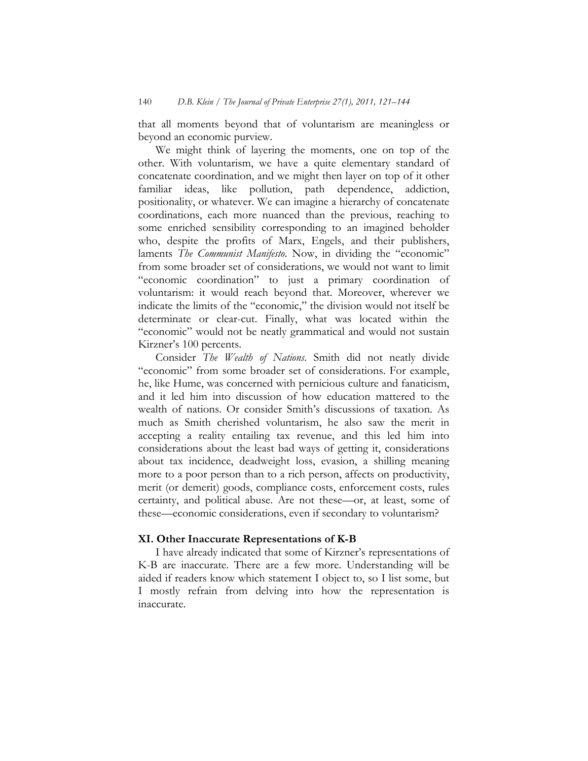that all moments beyond that of voluntarism are meaningless or beyond an economic purview.

We might think of layering the moments, one on top of the other. With voluntarism, we have a quite elementary standard of concatenate coordination, and we might then layer on top of it other familiar ideas, like pollution, path dependence, addiction, positionality, or whatever. We can imagine a hierarchy of concatenate coordinations, each more nuanced than the previous, reaching to some enriched sensibility corresponding to an imagined beholder who, despite the profits of Marx, Engels, and their publishers, laments *The Communist Manifesto*. Now, in dividing the "economic" from some broader set of considerations, we would not want to limit "economic coordination" to just a primary coordination of voluntarism: it would reach beyond that. Moreover, wherever we indicate the limits of the "economic," the division would not itself be determinate or clear-cut. Finally, what was located within the "economic" would not be neatly grammatical and would not sustain Kirzner's 100 percents.

Consider *The Wealth of Nations*. Smith did not neatly divide "economic" from some broader set of considerations. For example, he, like Hume, was concerned with pernicious culture and fanaticism, and it led him into discussion of how education mattered to the wealth of nations. Or consider Smith's discussions of taxation. As much as Smith cherished voluntarism, he also saw the merit in accepting a reality entailing tax revenue, and this led him into considerations about the least bad ways of getting it, considerations about tax incidence, deadweight loss, evasion, a shilling meaning more to a poor person than to a rich person, affects on productivity, merit (or demerit) goods, compliance costs, enforcement costs, rules certainty, and political abuse. Are not these—or, at least, some of these—economic considerations, even if secondary to voluntarism?

## XI. Other Inaccurate Representations of K-B

I have already indicated that some of Kirzner's representations of K-B are inaccurate. There are a few more. Understanding will be aided if readers know which statement I object to, so I list some, but I mostly refrain from delving into how the representation is inaccurate.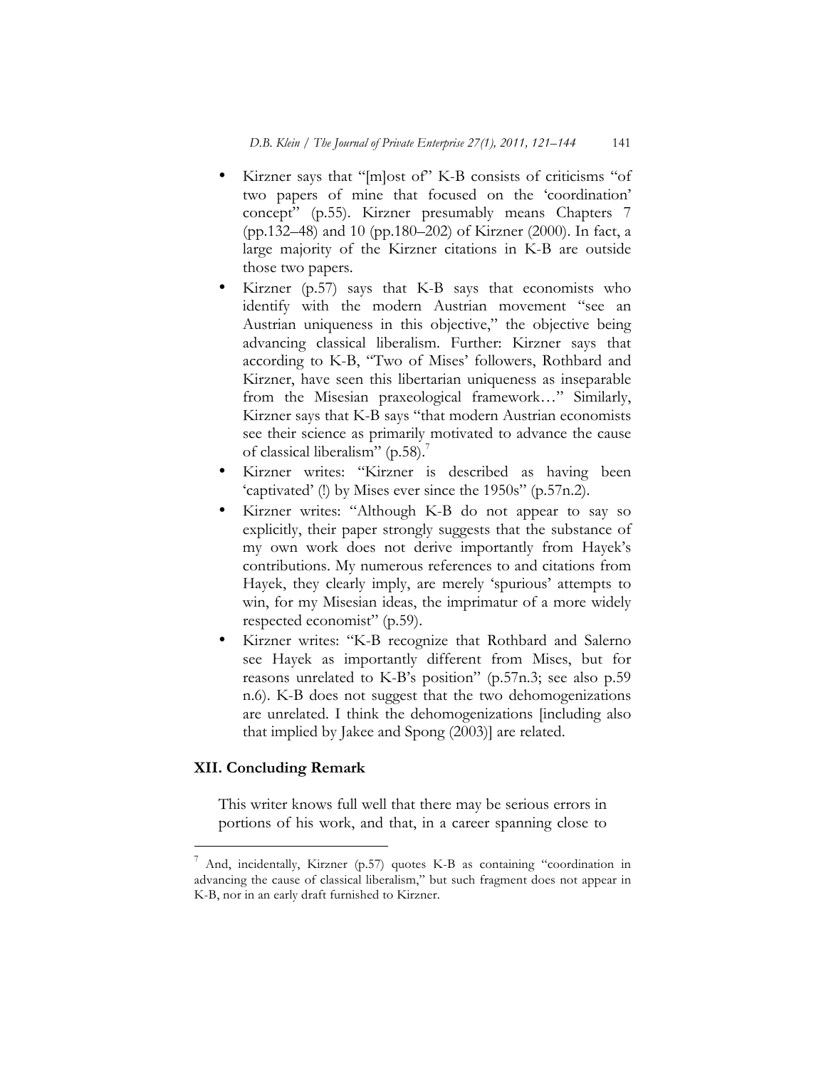- Kirzner says that "[m]ost of" K-B consists of criticisms "of two papers of mine that focused on the 'coordination' concept" (p.55). Kirzner presumably means Chapters 7 (pp.132–48) and 10 (pp.180–202) of Kirzner (2000). In fact, a large majority of the Kirzner citations in K-B are outside those two papers.
- Kirzner (p.57) says that K-B says that economists who identify with the modern Austrian movement "see an Austrian uniqueness in this objective," the objective being advancing classical liberalism. Further: Kirzner says that according to K-B, "Two of Mises' followers, Rothbard and Kirzner, have seen this libertarian uniqueness as inseparable from the Misesian praxeological framework…" Similarly, Kirzner says that K-B says "that modern Austrian economists see their science as primarily motivated to advance the cause of classical liberalism" (p.58).[7]
- Kirzner writes: "Kirzner is described as having been 'captivated' (!) by Mises ever since the 1950s" (p.57n.2).
- Kirzner writes: "Although K-B do not appear to say so explicitly, their paper strongly suggests that the substance of my own work does not derive importantly from Hayek's contributions. My numerous references to and citations from Hayek, they clearly imply, are merely 'spurious' attempts to win, for my Misesian ideas, the imprimatur of a more widely respected economist" (p.59).
- Kirzner writes: "K-B recognize that Rothbard and Salerno see Hayek as importantly different from Mises, but for reasons unrelated to K-B's position" (p.57n.3; see also p.59 n.6). K-B does not suggest that the two dehomogenizations are unrelated. I think the dehomogenizations [including also that implied by Jakee and Spong (2003)] are related.

## XII. Concluding Remark

This writer knows full well that there may be serious errors in portions of his work, and that, in a career spanning close to

[7] And, incidentally, Kirzner (p.57) quotes K-B as containing "coordination in advancing the cause of classical liberalism," but such fragment does not appear in K-B, nor in an early draft furnished to Kirzner.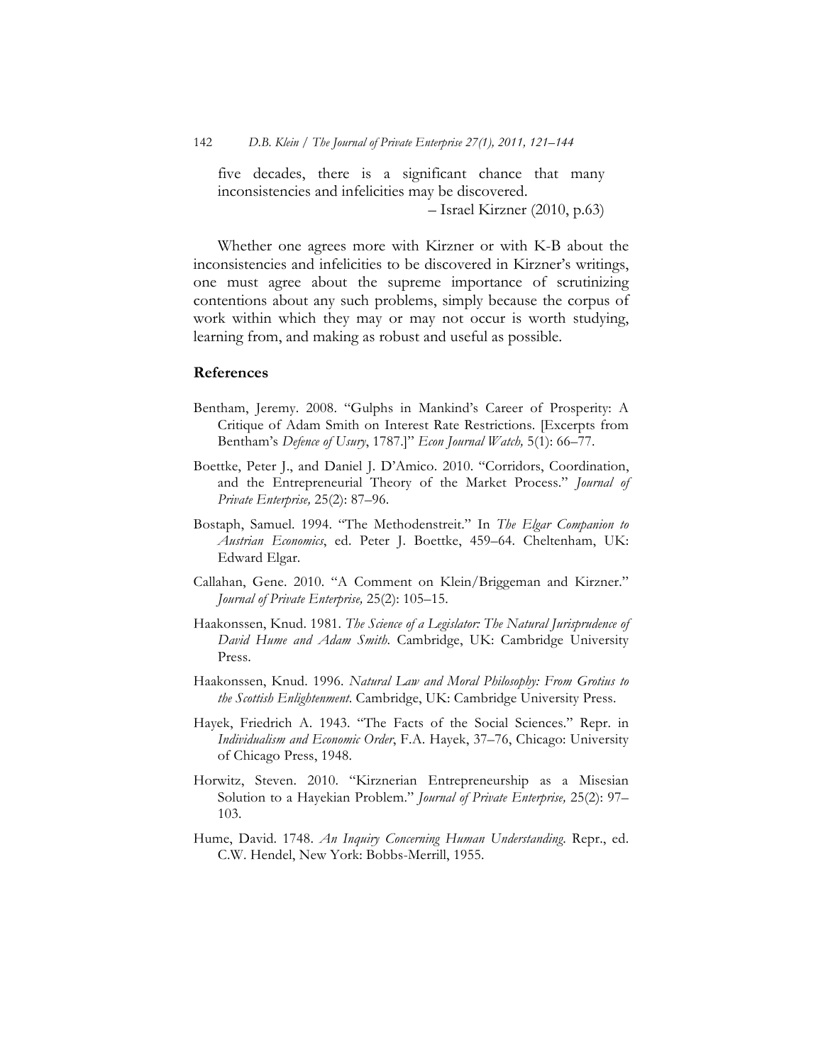> five decades, there is a significant chance that many inconsistencies and infelicities may be discovered.
>
> – Israel Kirzner (2010, p.63)

Whether one agrees more with Kirzner or with K-B about the inconsistencies and infelicities to be discovered in Kirzner's writings, one must agree about the supreme importance of scrutinizing contentions about any such problems, simply because the corpus of work within which they may or may not occur is worth studying, learning from, and making as robust and useful as possible.

## References

Bentham, Jeremy. 2008. "Gulphs in Mankind's Career of Prosperity: A Critique of Adam Smith on Interest Rate Restrictions. [Excerpts from Bentham's *Defence of Usury*, 1787.]" *Econ Journal Watch,* 5(1): 66–77.

Boettke, Peter J., and Daniel J. D'Amico. 2010. "Corridors, Coordination, and the Entrepreneurial Theory of the Market Process." *Journal of Private Enterprise,* 25(2): 87–96.

Bostaph, Samuel. 1994. "The Methodenstreit." In *The Elgar Companion to Austrian Economics*, ed. Peter J. Boettke, 459–64. Cheltenham, UK: Edward Elgar.

Callahan, Gene. 2010. "A Comment on Klein/Briggeman and Kirzner." *Journal of Private Enterprise,* 25(2): 105–15.

Haakonssen, Knud. 1981. *The Science of a Legislator: The Natural Jurisprudence of David Hume and Adam Smith.* Cambridge, UK: Cambridge University Press.

Haakonssen, Knud. 1996. *Natural Law and Moral Philosophy: From Grotius to the Scottish Enlightenment.* Cambridge, UK: Cambridge University Press.

Hayek, Friedrich A. 1943. "The Facts of the Social Sciences." Repr. in *Individualism and Economic Order*, F.A. Hayek, 37–76, Chicago: University of Chicago Press, 1948.

Horwitz, Steven. 2010. "Kirznerian Entrepreneurship as a Misesian Solution to a Hayekian Problem." *Journal of Private Enterprise,* 25(2): 97–103.

Hume, David. 1748. *An Inquiry Concerning Human Understanding.* Repr., ed. C.W. Hendel, New York: Bobbs-Merrill, 1955.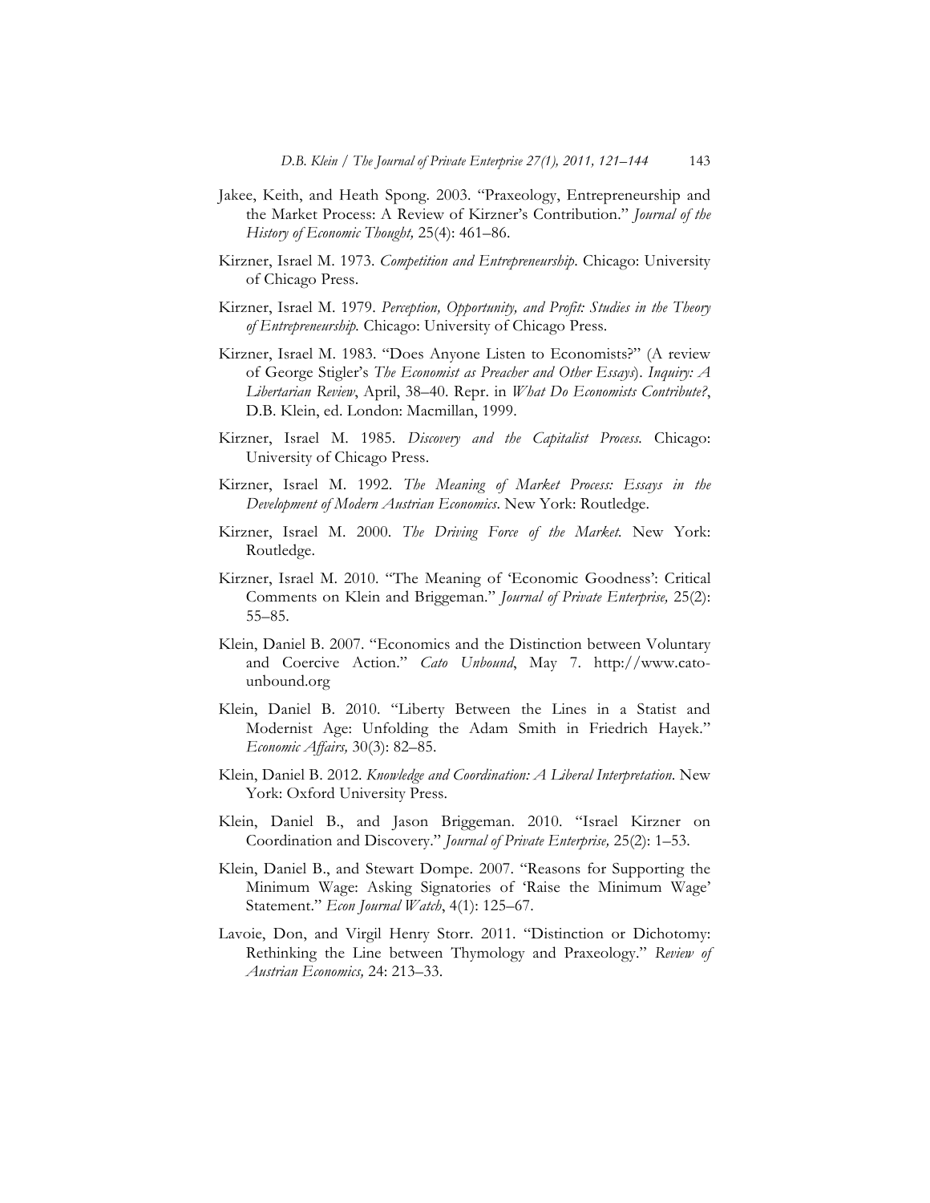Jakee, Keith, and Heath Spong. 2003. "Praxeology, Entrepreneurship and the Market Process: A Review of Kirzner's Contribution." *Journal of the History of Economic Thought,* 25(4): 461–86.

Kirzner, Israel M. 1973. *Competition and Entrepreneurship*. Chicago: University of Chicago Press.

Kirzner, Israel M. 1979. *Perception, Opportunity, and Profit: Studies in the Theory of Entrepreneurship.* Chicago: University of Chicago Press.

Kirzner, Israel M. 1983. "Does Anyone Listen to Economists?" (A review of George Stigler's *The Economist as Preacher and Other Essays*). *Inquiry: A Libertarian Review*, April, 38–40. Repr. in *What Do Economists Contribute?*, D.B. Klein, ed. London: Macmillan, 1999.

Kirzner, Israel M. 1985. *Discovery and the Capitalist Process.* Chicago: University of Chicago Press.

Kirzner, Israel M. 1992. *The Meaning of Market Process: Essays in the Development of Modern Austrian Economics*. New York: Routledge.

Kirzner, Israel M. 2000. *The Driving Force of the Market.* New York: Routledge.

Kirzner, Israel M. 2010. "The Meaning of 'Economic Goodness': Critical Comments on Klein and Briggeman." *Journal of Private Enterprise,* 25(2): 55–85.

Klein, Daniel B. 2007. "Economics and the Distinction between Voluntary and Coercive Action." *Cato Unbound*, May 7. http://www.cato-unbound.org

Klein, Daniel B. 2010. "Liberty Between the Lines in a Statist and Modernist Age: Unfolding the Adam Smith in Friedrich Hayek." *Economic Affairs,* 30(3): 82–85.

Klein, Daniel B. 2012. *Knowledge and Coordination: A Liberal Interpretation*. New York: Oxford University Press.

Klein, Daniel B., and Jason Briggeman. 2010. "Israel Kirzner on Coordination and Discovery." *Journal of Private Enterprise,* 25(2): 1–53.

Klein, Daniel B., and Stewart Dompe. 2007. "Reasons for Supporting the Minimum Wage: Asking Signatories of 'Raise the Minimum Wage' Statement." *Econ Journal Watch*, 4(1): 125–67.

Lavoie, Don, and Virgil Henry Storr. 2011. "Distinction or Dichotomy: Rethinking the Line between Thymology and Praxeology." *Review of Austrian Economics,* 24: 213–33.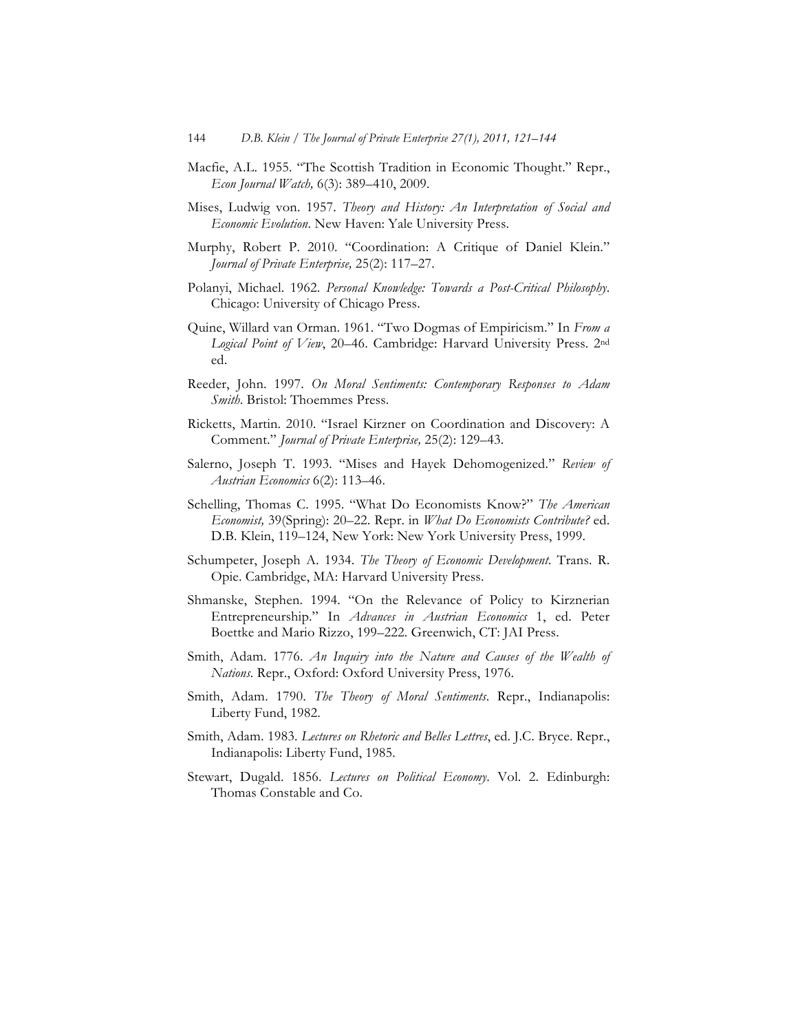Macfie, A.L. 1955. "The Scottish Tradition in Economic Thought." Repr., *Econ Journal Watch,* 6(3): 389–410, 2009.

Mises, Ludwig von. 1957. *Theory and History: An Interpretation of Social and Economic Evolution*. New Haven: Yale University Press.

Murphy, Robert P. 2010. "Coordination: A Critique of Daniel Klein." *Journal of Private Enterprise,* 25(2): 117–27.

Polanyi, Michael. 1962. *Personal Knowledge: Towards a Post-Critical Philosophy*. Chicago: University of Chicago Press.

Quine, Willard van Orman. 1961. "Two Dogmas of Empiricism." In *From a Logical Point of View*, 20–46. Cambridge: Harvard University Press. 2nd ed.

Reeder, John. 1997. *On Moral Sentiments: Contemporary Responses to Adam Smith*. Bristol: Thoemmes Press.

Ricketts, Martin. 2010. "Israel Kirzner on Coordination and Discovery: A Comment." *Journal of Private Enterprise,* 25(2): 129–43.

Salerno, Joseph T. 1993. "Mises and Hayek Dehomogenized." *Review of Austrian Economics* 6(2): 113–46.

Schelling, Thomas C. 1995. "What Do Economists Know?" *The American Economist,* 39(Spring): 20–22. Repr. in *What Do Economists Contribute?* ed. D.B. Klein, 119–124, New York: New York University Press, 1999.

Schumpeter, Joseph A. 1934. *The Theory of Economic Development*. Trans. R. Opie. Cambridge, MA: Harvard University Press.

Shmanske, Stephen. 1994. "On the Relevance of Policy to Kirznerian Entrepreneurship." In *Advances in Austrian Economics* 1, ed. Peter Boettke and Mario Rizzo, 199–222. Greenwich, CT: JAI Press.

Smith, Adam. 1776. *An Inquiry into the Nature and Causes of the Wealth of Nations*. Repr., Oxford: Oxford University Press, 1976.

Smith, Adam. 1790. *The Theory of Moral Sentiments*. Repr., Indianapolis: Liberty Fund, 1982.

Smith, Adam. 1983. *Lectures on Rhetoric and Belles Lettres*, ed. J.C. Bryce. Repr., Indianapolis: Liberty Fund, 1985.

Stewart, Dugald. 1856. *Lectures on Political Economy*. Vol. 2. Edinburgh: Thomas Constable and Co.